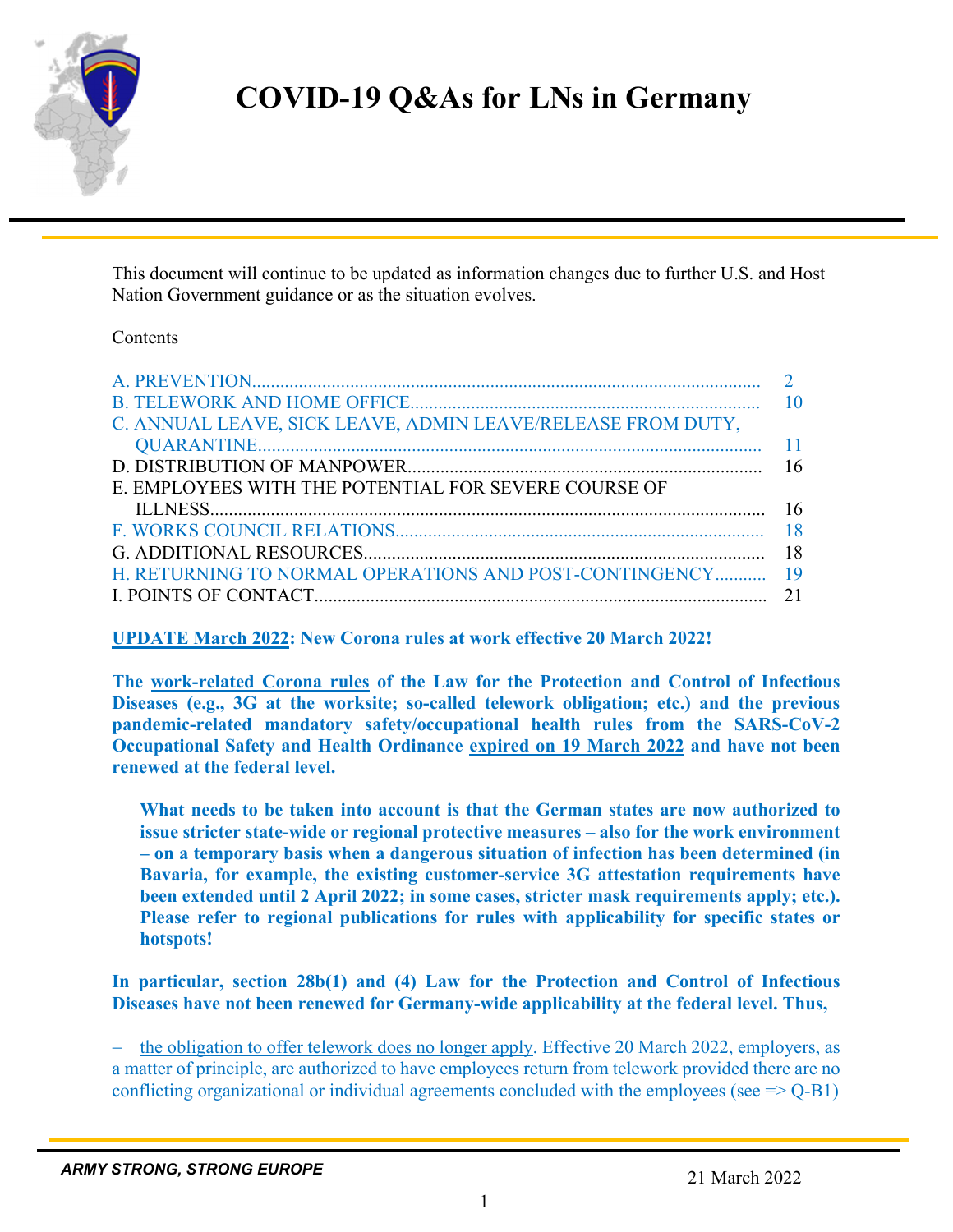# COVID-19 Q&As for LNs in Germany

This document will continue to be updated as information changes due to further U.S. and Host Nation Government guidance or as the situation evolves.

Contents

A. PREVENTION ........................................................ 2
B. TELEWORK AND HOME OFFICE ........................................................ 10
C. ANNUAL LEAVE, SICK LEAVE, ADMIN LEAVE/RELEASE FROM DUTY, QUARANTINE ........................................................ 11
D. DISTRIBUTION OF MANPOWER ........................................................ 16
E. EMPLOYEES WITH THE POTENTIAL FOR SEVERE COURSE OF ILLNESS ........................................................ 16
F. WORKS COUNCIL RELATIONS ........................................................ 18
G. ADDITIONAL RESOURCES ........................................................ 18
H. RETURNING TO NORMAL OPERATIONS AND POST-CONTINGENCY ........................................................ 19
I. POINTS OF CONTACT ........................................................ 21

**UPDATE March 2022: New Corona rules at work effective 20 March 2022!**

**The work-related Corona rules of the Law for the Protection and Control of Infectious Diseases (e.g., 3G at the worksite; so-called telework obligation; etc.) and the previous pandemic-related mandatory safety/occupational health rules from the SARS-CoV-2 Occupational Safety and Health Ordinance expired on 19 March 2022 and have not been renewed at the federal level.**

> **What needs to be taken into account is that the German states are now authorized to issue stricter state-wide or regional protective measures – also for the work environment – on a temporary basis when a dangerous situation of infection has been determined (in Bavaria, for example, the existing customer-service 3G attestation requirements have been extended until 2 April 2022; in some cases, stricter mask requirements apply; etc.). Please refer to regional publications for rules with applicability for specific states or hotspots!**

**In particular, section 28b(1) and (4) Law for the Protection and Control of Infectious Diseases have not been renewed for Germany-wide applicability at the federal level. Thus,**

– the obligation to offer telework does no longer apply. Effective 20 March 2022, employers, as a matter of principle, are authorized to have employees return from telework provided there are no conflicting organizational or individual agreements concluded with the employees (see => Q-B1)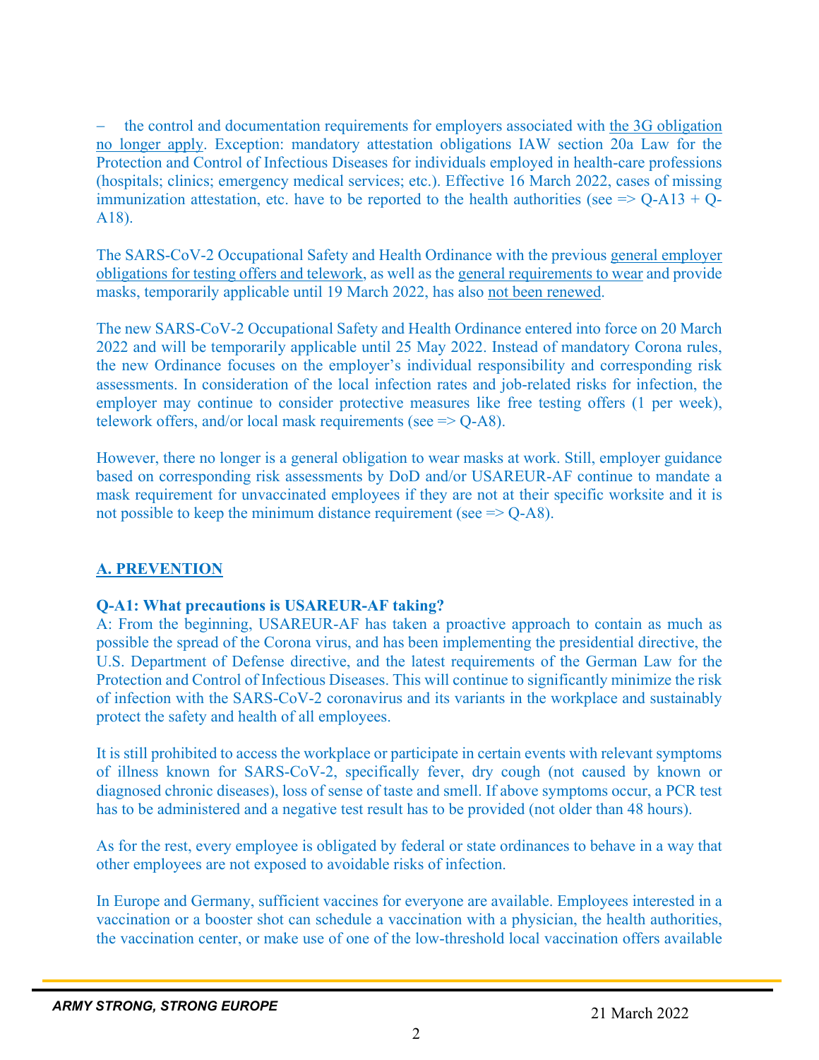– the control and documentation requirements for employers associated with the 3G obligation no longer apply. Exception: mandatory attestation obligations IAW section 20a Law for the Protection and Control of Infectious Diseases for individuals employed in health-care professions (hospitals; clinics; emergency medical services; etc.). Effective 16 March 2022, cases of missing immunization attestation, etc. have to be reported to the health authorities (see => Q-A13 + Q-A18).

The SARS-CoV-2 Occupational Safety and Health Ordinance with the previous general employer obligations for testing offers and telework, as well as the general requirements to wear and provide masks, temporarily applicable until 19 March 2022, has also not been renewed.

The new SARS-CoV-2 Occupational Safety and Health Ordinance entered into force on 20 March 2022 and will be temporarily applicable until 25 May 2022. Instead of mandatory Corona rules, the new Ordinance focuses on the employer's individual responsibility and corresponding risk assessments. In consideration of the local infection rates and job-related risks for infection, the employer may continue to consider protective measures like free testing offers (1 per week), telework offers, and/or local mask requirements (see => Q-A8).

However, there no longer is a general obligation to wear masks at work. Still, employer guidance based on corresponding risk assessments by DoD and/or USAREUR-AF continue to mandate a mask requirement for unvaccinated employees if they are not at their specific worksite and it is not possible to keep the minimum distance requirement (see => Q-A8).

## A. PREVENTION

**Q-A1: What precautions is USAREUR-AF taking?**

A: From the beginning, USAREUR-AF has taken a proactive approach to contain as much as possible the spread of the Corona virus, and has been implementing the presidential directive, the U.S. Department of Defense directive, and the latest requirements of the German Law for the Protection and Control of Infectious Diseases. This will continue to significantly minimize the risk of infection with the SARS-CoV-2 coronavirus and its variants in the workplace and sustainably protect the safety and health of all employees.

It is still prohibited to access the workplace or participate in certain events with relevant symptoms of illness known for SARS-CoV-2, specifically fever, dry cough (not caused by known or diagnosed chronic diseases), loss of sense of taste and smell. If above symptoms occur, a PCR test has to be administered and a negative test result has to be provided (not older than 48 hours).

As for the rest, every employee is obligated by federal or state ordinances to behave in a way that other employees are not exposed to avoidable risks of infection.

In Europe and Germany, sufficient vaccines for everyone are available. Employees interested in a vaccination or a booster shot can schedule a vaccination with a physician, the health authorities, the vaccination center, or make use of one of the low-threshold local vaccination offers available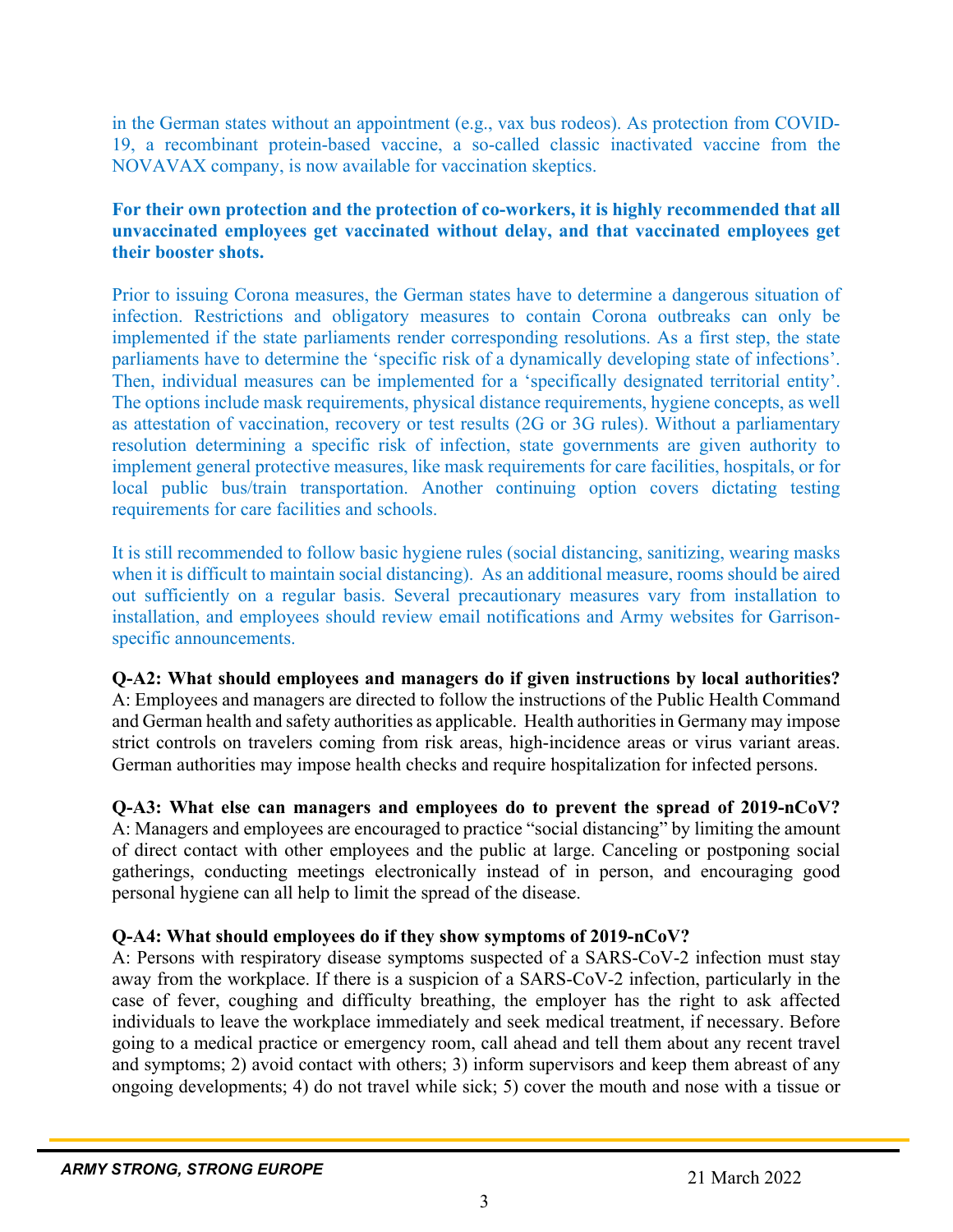in the German states without an appointment (e.g., vax bus rodeos). As protection from COVID-19, a recombinant protein-based vaccine, a so-called classic inactivated vaccine from the NOVAVAX company, is now available for vaccination skeptics.

**For their own protection and the protection of co-workers, it is highly recommended that all unvaccinated employees get vaccinated without delay, and that vaccinated employees get their booster shots.**

Prior to issuing Corona measures, the German states have to determine a dangerous situation of infection. Restrictions and obligatory measures to contain Corona outbreaks can only be implemented if the state parliaments render corresponding resolutions. As a first step, the state parliaments have to determine the 'specific risk of a dynamically developing state of infections'. Then, individual measures can be implemented for a 'specifically designated territorial entity'. The options include mask requirements, physical distance requirements, hygiene concepts, as well as attestation of vaccination, recovery or test results (2G or 3G rules). Without a parliamentary resolution determining a specific risk of infection, state governments are given authority to implement general protective measures, like mask requirements for care facilities, hospitals, or for local public bus/train transportation. Another continuing option covers dictating testing requirements for care facilities and schools.

It is still recommended to follow basic hygiene rules (social distancing, sanitizing, wearing masks when it is difficult to maintain social distancing). As an additional measure, rooms should be aired out sufficiently on a regular basis. Several precautionary measures vary from installation to installation, and employees should review email notifications and Army websites for Garrison-specific announcements.

**Q-A2: What should employees and managers do if given instructions by local authorities?**
A: Employees and managers are directed to follow the instructions of the Public Health Command and German health and safety authorities as applicable. Health authorities in Germany may impose strict controls on travelers coming from risk areas, high-incidence areas or virus variant areas. German authorities may impose health checks and require hospitalization for infected persons.

**Q-A3: What else can managers and employees do to prevent the spread of 2019-nCoV?**
A: Managers and employees are encouraged to practice "social distancing" by limiting the amount of direct contact with other employees and the public at large. Canceling or postponing social gatherings, conducting meetings electronically instead of in person, and encouraging good personal hygiene can all help to limit the spread of the disease.

**Q-A4: What should employees do if they show symptoms of 2019-nCoV?**
A: Persons with respiratory disease symptoms suspected of a SARS-CoV-2 infection must stay away from the workplace. If there is a suspicion of a SARS-CoV-2 infection, particularly in the case of fever, coughing and difficulty breathing, the employer has the right to ask affected individuals to leave the workplace immediately and seek medical treatment, if necessary. Before going to a medical practice or emergency room, call ahead and tell them about any recent travel and symptoms; 2) avoid contact with others; 3) inform supervisors and keep them abreast of any ongoing developments; 4) do not travel while sick; 5) cover the mouth and nose with a tissue or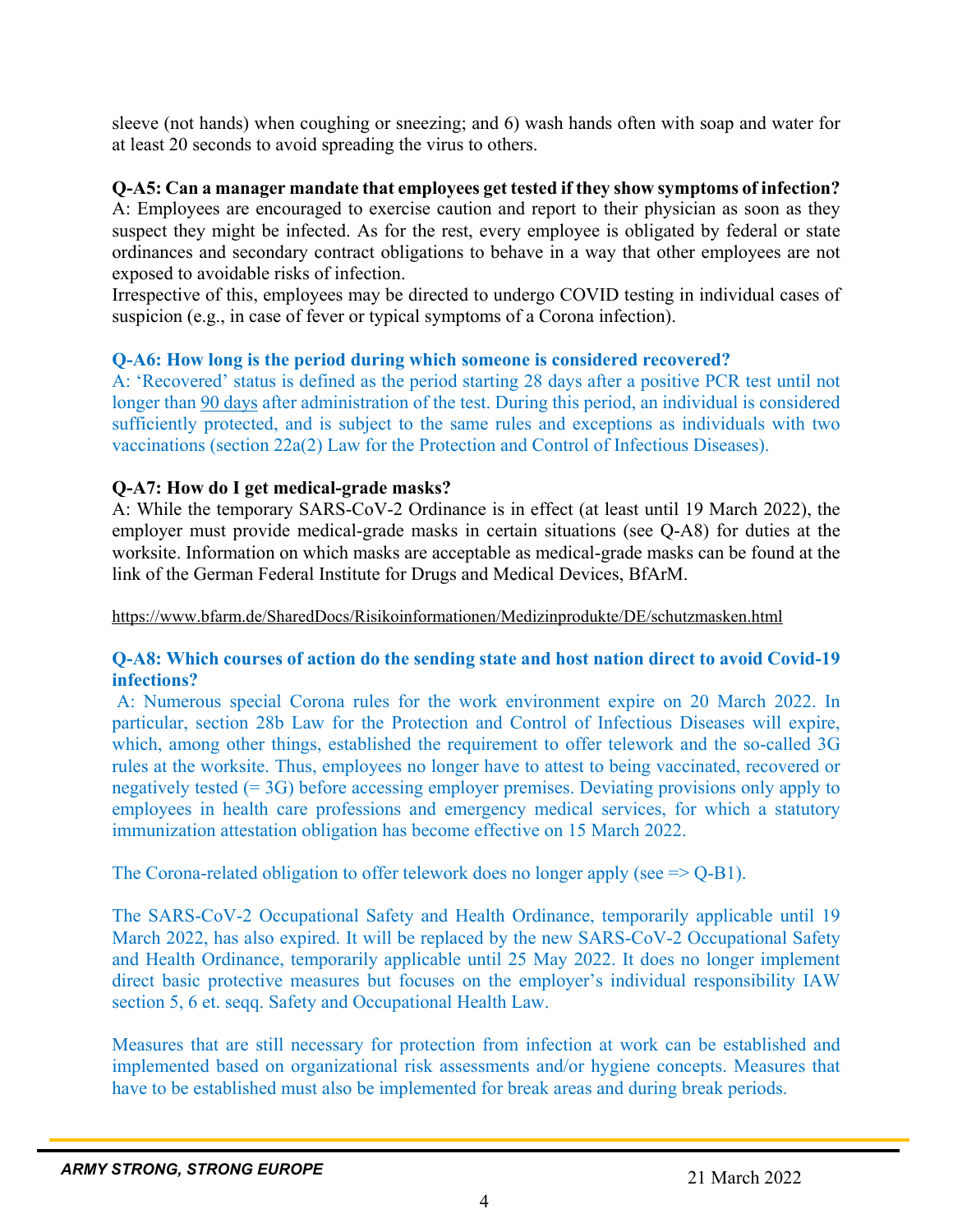sleeve (not hands) when coughing or sneezing; and 6) wash hands often with soap and water for at least 20 seconds to avoid spreading the virus to others.

**Q-A5: Can a manager mandate that employees get tested if they show symptoms of infection?**

A: Employees are encouraged to exercise caution and report to their physician as soon as they suspect they might be infected. As for the rest, every employee is obligated by federal or state ordinances and secondary contract obligations to behave in a way that other employees are not exposed to avoidable risks of infection.

Irrespective of this, employees may be directed to undergo COVID testing in individual cases of suspicion (e.g., in case of fever or typical symptoms of a Corona infection).

**Q-A6: How long is the period during which someone is considered recovered?**

A: 'Recovered' status is defined as the period starting 28 days after a positive PCR test until not longer than 90 days after administration of the test. During this period, an individual is considered sufficiently protected, and is subject to the same rules and exceptions as individuals with two vaccinations (section 22a(2) Law for the Protection and Control of Infectious Diseases).

**Q-A7: How do I get medical-grade masks?**

A: While the temporary SARS-CoV-2 Ordinance is in effect (at least until 19 March 2022), the employer must provide medical-grade masks in certain situations (see Q-A8) for duties at the worksite. Information on which masks are acceptable as medical-grade masks can be found at the link of the German Federal Institute for Drugs and Medical Devices, BfArM.

https://www.bfarm.de/SharedDocs/Risikoinformationen/Medizinprodukte/DE/schutzmasken.html

**Q-A8: Which courses of action do the sending state and host nation direct to avoid Covid-19 infections?**

A: Numerous special Corona rules for the work environment expire on 20 March 2022. In particular, section 28b Law for the Protection and Control of Infectious Diseases will expire, which, among other things, established the requirement to offer telework and the so-called 3G rules at the worksite. Thus, employees no longer have to attest to being vaccinated, recovered or negatively tested (= 3G) before accessing employer premises. Deviating provisions only apply to employees in health care professions and emergency medical services, for which a statutory immunization attestation obligation has become effective on 15 March 2022.

The Corona-related obligation to offer telework does no longer apply (see => Q-B1).

The SARS-CoV-2 Occupational Safety and Health Ordinance, temporarily applicable until 19 March 2022, has also expired. It will be replaced by the new SARS-CoV-2 Occupational Safety and Health Ordinance, temporarily applicable until 25 May 2022. It does no longer implement direct basic protective measures but focuses on the employer's individual responsibility IAW section 5, 6 et. seqq. Safety and Occupational Health Law.

Measures that are still necessary for protection from infection at work can be established and implemented based on organizational risk assessments and/or hygiene concepts. Measures that have to be established must also be implemented for break areas and during break periods.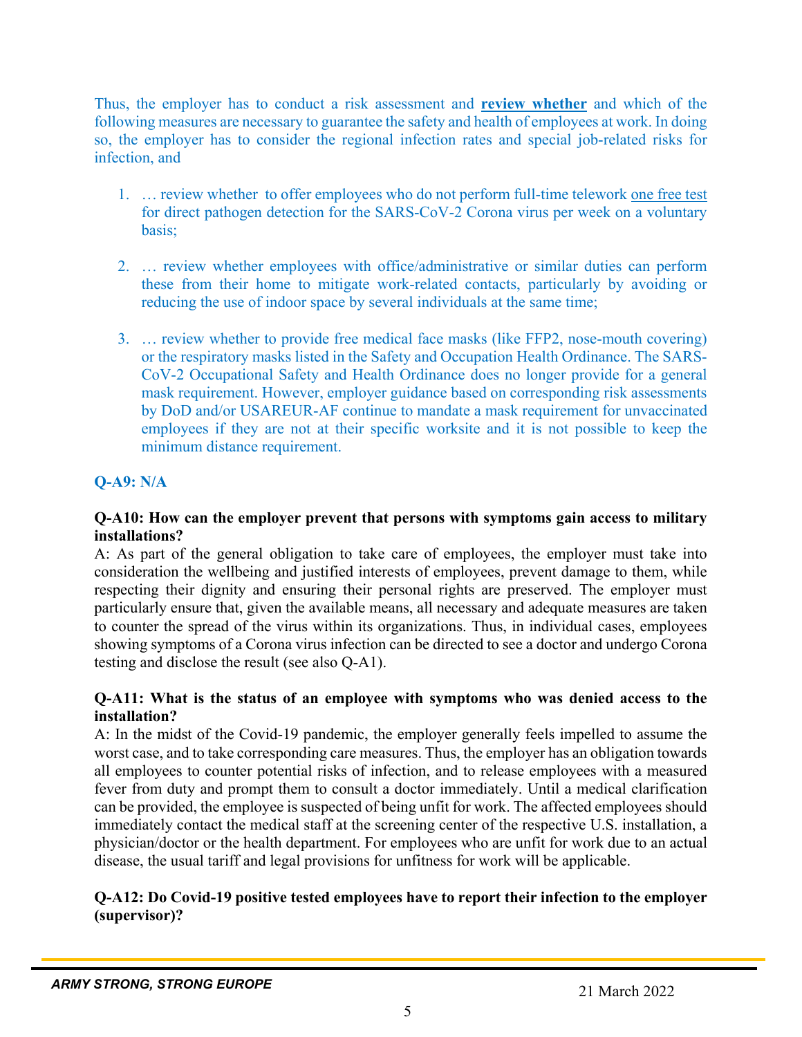Thus, the employer has to conduct a risk assessment and **review whether** and which of the following measures are necessary to guarantee the safety and health of employees at work. In doing so, the employer has to consider the regional infection rates and special job-related risks for infection, and

1. … review whether to offer employees who do not perform full-time telework one free test for direct pathogen detection for the SARS-CoV-2 Corona virus per week on a voluntary basis;

2. … review whether employees with office/administrative or similar duties can perform these from their home to mitigate work-related contacts, particularly by avoiding or reducing the use of indoor space by several individuals at the same time;

3. … review whether to provide free medical face masks (like FFP2, nose-mouth covering) or the respiratory masks listed in the Safety and Occupation Health Ordinance. The SARS-CoV-2 Occupational Safety and Health Ordinance does no longer provide for a general mask requirement. However, employer guidance based on corresponding risk assessments by DoD and/or USAREUR-AF continue to mandate a mask requirement for unvaccinated employees if they are not at their specific worksite and it is not possible to keep the minimum distance requirement.

**Q-A9: N/A**

**Q-A10: How can the employer prevent that persons with symptoms gain access to military installations?**

A: As part of the general obligation to take care of employees, the employer must take into consideration the wellbeing and justified interests of employees, prevent damage to them, while respecting their dignity and ensuring their personal rights are preserved. The employer must particularly ensure that, given the available means, all necessary and adequate measures are taken to counter the spread of the virus within its organizations. Thus, in individual cases, employees showing symptoms of a Corona virus infection can be directed to see a doctor and undergo Corona testing and disclose the result (see also Q-A1).

**Q-A11: What is the status of an employee with symptoms who was denied access to the installation?**

A: In the midst of the Covid-19 pandemic, the employer generally feels impelled to assume the worst case, and to take corresponding care measures. Thus, the employer has an obligation towards all employees to counter potential risks of infection, and to release employees with a measured fever from duty and prompt them to consult a doctor immediately. Until a medical clarification can be provided, the employee is suspected of being unfit for work. The affected employees should immediately contact the medical staff at the screening center of the respective U.S. installation, a physician/doctor or the health department. For employees who are unfit for work due to an actual disease, the usual tariff and legal provisions for unfitness for work will be applicable.

**Q-A12: Do Covid-19 positive tested employees have to report their infection to the employer (supervisor)?**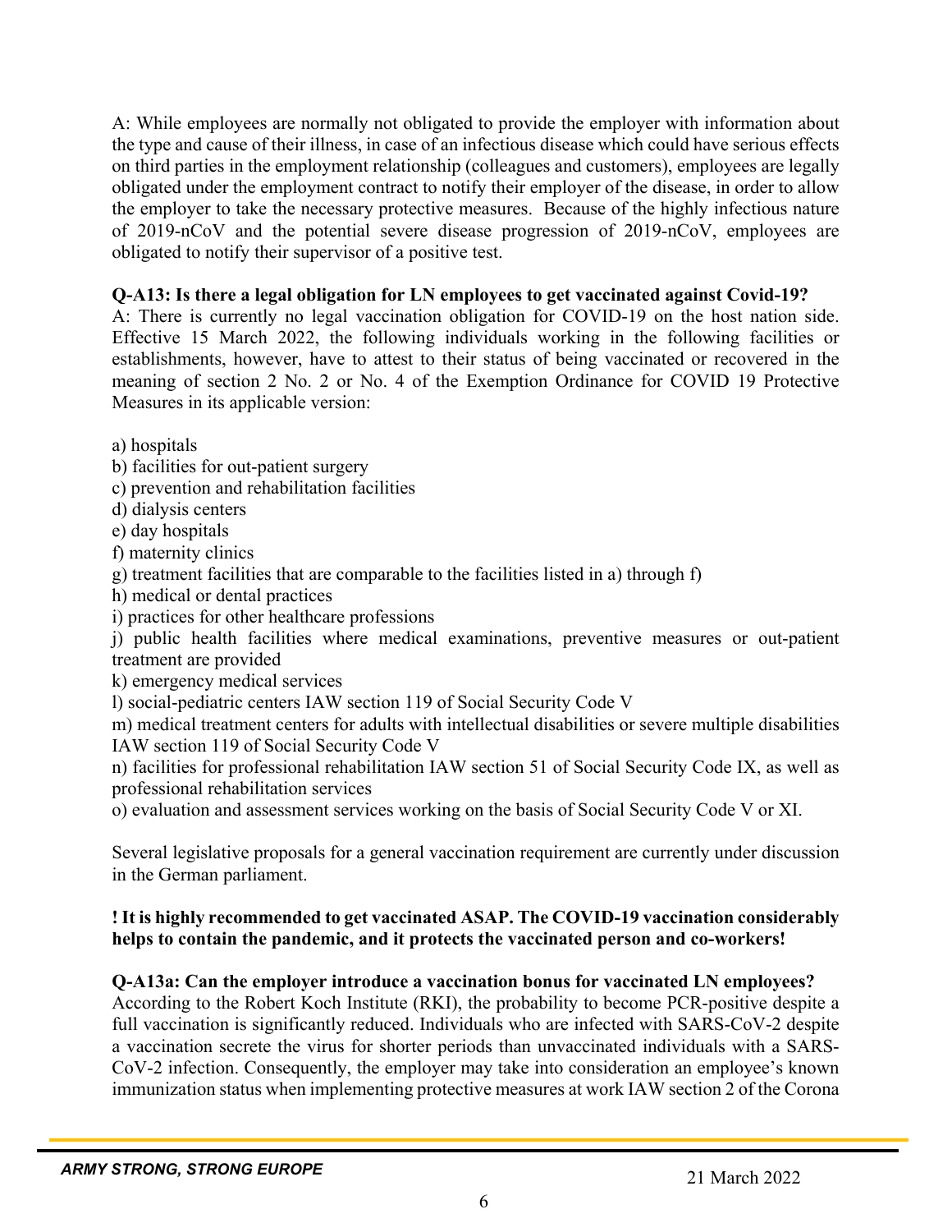A: While employees are normally not obligated to provide the employer with information about the type and cause of their illness, in case of an infectious disease which could have serious effects on third parties in the employment relationship (colleagues and customers), employees are legally obligated under the employment contract to notify their employer of the disease, in order to allow the employer to take the necessary protective measures. Because of the highly infectious nature of 2019-nCoV and the potential severe disease progression of 2019-nCoV, employees are obligated to notify their supervisor of a positive test.

**Q-A13: Is there a legal obligation for LN employees to get vaccinated against Covid-19?**
A: There is currently no legal vaccination obligation for COVID-19 on the host nation side. Effective 15 March 2022, the following individuals working in the following facilities or establishments, however, have to attest to their status of being vaccinated or recovered in the meaning of section 2 No. 2 or No. 4 of the Exemption Ordinance for COVID 19 Protective Measures in its applicable version:

a) hospitals
b) facilities for out-patient surgery
c) prevention and rehabilitation facilities
d) dialysis centers
e) day hospitals
f) maternity clinics
g) treatment facilities that are comparable to the facilities listed in a) through f)
h) medical or dental practices
i) practices for other healthcare professions
j) public health facilities where medical examinations, preventive measures or out-patient treatment are provided
k) emergency medical services
l) social-pediatric centers IAW section 119 of Social Security Code V
m) medical treatment centers for adults with intellectual disabilities or severe multiple disabilities IAW section 119 of Social Security Code V
n) facilities for professional rehabilitation IAW section 51 of Social Security Code IX, as well as professional rehabilitation services
o) evaluation and assessment services working on the basis of Social Security Code V or XI.

Several legislative proposals for a general vaccination requirement are currently under discussion in the German parliament.

**! It is highly recommended to get vaccinated ASAP. The COVID-19 vaccination considerably helps to contain the pandemic, and it protects the vaccinated person and co-workers!**

**Q-A13a: Can the employer introduce a vaccination bonus for vaccinated LN employees?**
According to the Robert Koch Institute (RKI), the probability to become PCR-positive despite a full vaccination is significantly reduced. Individuals who are infected with SARS-CoV-2 despite a vaccination secrete the virus for shorter periods than unvaccinated individuals with a SARS-CoV-2 infection. Consequently, the employer may take into consideration an employee's known immunization status when implementing protective measures at work IAW section 2 of the Corona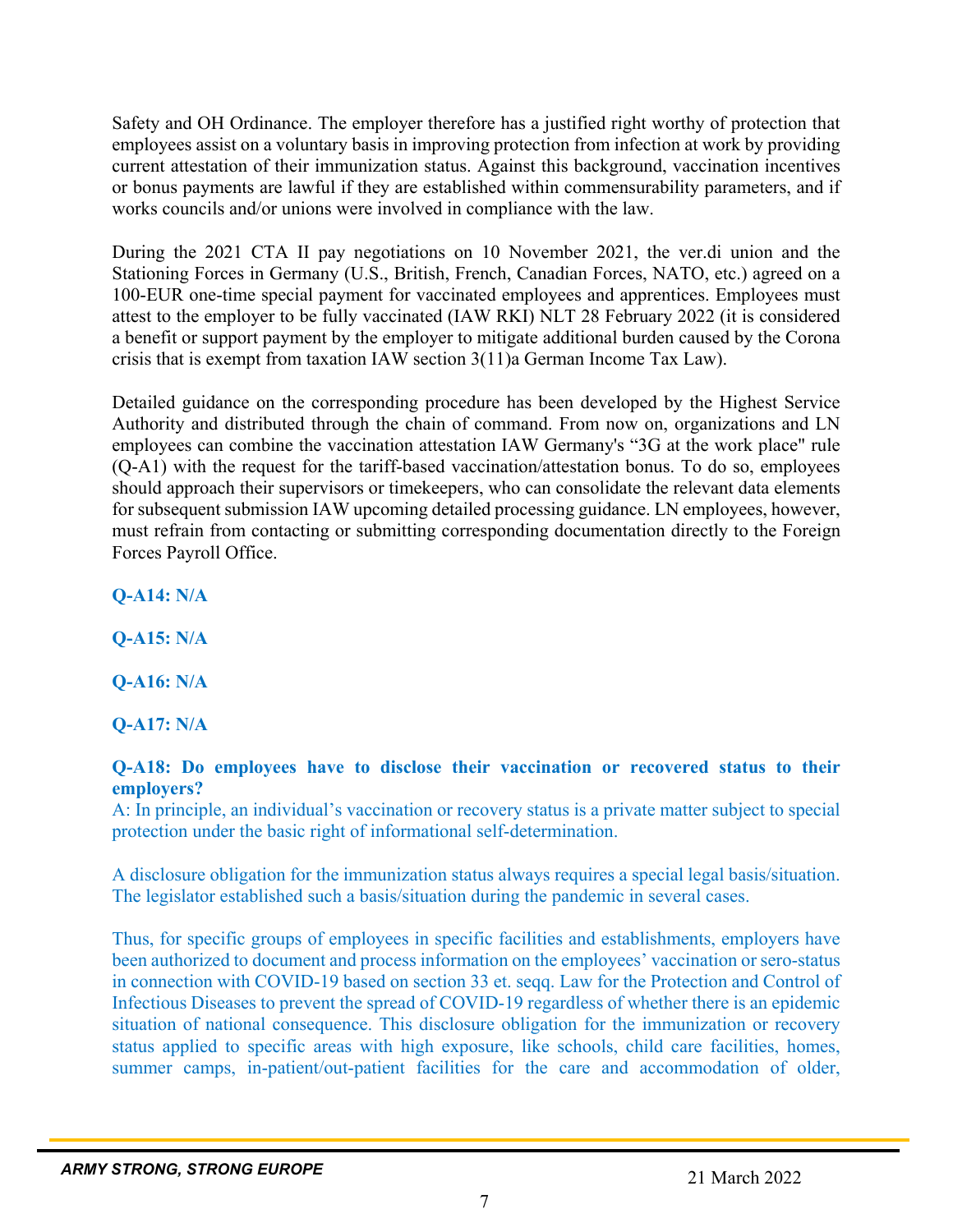Safety and OH Ordinance. The employer therefore has a justified right worthy of protection that employees assist on a voluntary basis in improving protection from infection at work by providing current attestation of their immunization status. Against this background, vaccination incentives or bonus payments are lawful if they are established within commensurability parameters, and if works councils and/or unions were involved in compliance with the law.

During the 2021 CTA II pay negotiations on 10 November 2021, the ver.di union and the Stationing Forces in Germany (U.S., British, French, Canadian Forces, NATO, etc.) agreed on a 100-EUR one-time special payment for vaccinated employees and apprentices. Employees must attest to the employer to be fully vaccinated (IAW RKI) NLT 28 February 2022 (it is considered a benefit or support payment by the employer to mitigate additional burden caused by the Corona crisis that is exempt from taxation IAW section 3(11)a German Income Tax Law).

Detailed guidance on the corresponding procedure has been developed by the Highest Service Authority and distributed through the chain of command. From now on, organizations and LN employees can combine the vaccination attestation IAW Germany's "3G at the work place" rule (Q-A1) with the request for the tariff-based vaccination/attestation bonus. To do so, employees should approach their supervisors or timekeepers, who can consolidate the relevant data elements for subsequent submission IAW upcoming detailed processing guidance. LN employees, however, must refrain from contacting or submitting corresponding documentation directly to the Foreign Forces Payroll Office.

**Q-A14: N/A**

**Q-A15: N/A**

**Q-A16: N/A**

**Q-A17: N/A**

**Q-A18: Do employees have to disclose their vaccination or recovered status to their employers?**

A: In principle, an individual's vaccination or recovery status is a private matter subject to special protection under the basic right of informational self-determination.

A disclosure obligation for the immunization status always requires a special legal basis/situation. The legislator established such a basis/situation during the pandemic in several cases.

Thus, for specific groups of employees in specific facilities and establishments, employers have been authorized to document and process information on the employees' vaccination or sero-status in connection with COVID-19 based on section 33 et. seqq. Law for the Protection and Control of Infectious Diseases to prevent the spread of COVID-19 regardless of whether there is an epidemic situation of national consequence. This disclosure obligation for the immunization or recovery status applied to specific areas with high exposure, like schools, child care facilities, homes, summer camps, in-patient/out-patient facilities for the care and accommodation of older,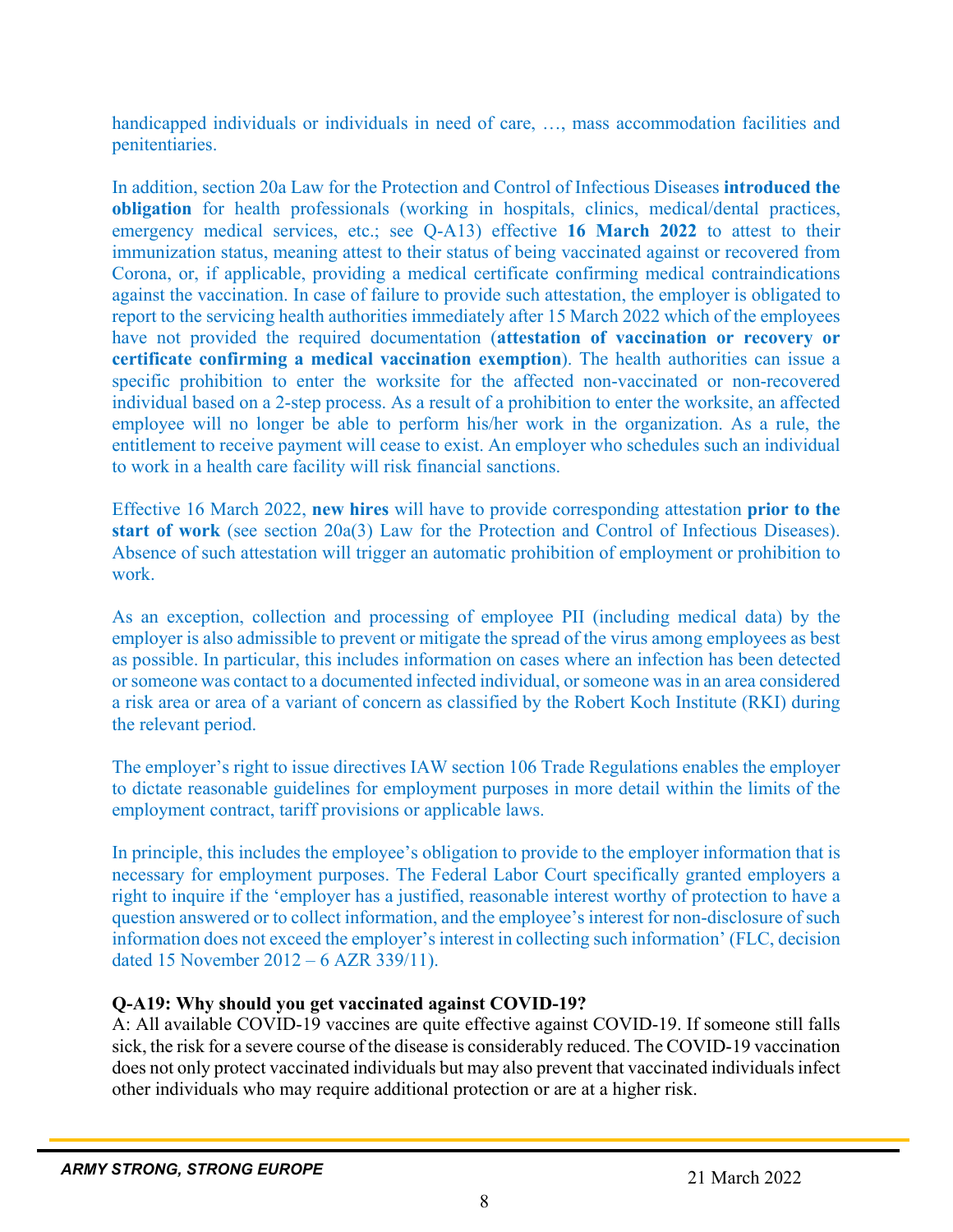handicapped individuals or individuals in need of care, …, mass accommodation facilities and penitentiaries.

In addition, section 20a Law for the Protection and Control of Infectious Diseases **introduced the obligation** for health professionals (working in hospitals, clinics, medical/dental practices, emergency medical services, etc.; see Q-A13) effective **16 March 2022** to attest to their immunization status, meaning attest to their status of being vaccinated against or recovered from Corona, or, if applicable, providing a medical certificate confirming medical contraindications against the vaccination. In case of failure to provide such attestation, the employer is obligated to report to the servicing health authorities immediately after 15 March 2022 which of the employees have not provided the required documentation (**attestation of vaccination or recovery or certificate confirming a medical vaccination exemption**). The health authorities can issue a specific prohibition to enter the worksite for the affected non-vaccinated or non-recovered individual based on a 2-step process. As a result of a prohibition to enter the worksite, an affected employee will no longer be able to perform his/her work in the organization. As a rule, the entitlement to receive payment will cease to exist. An employer who schedules such an individual to work in a health care facility will risk financial sanctions.

Effective 16 March 2022, **new hires** will have to provide corresponding attestation **prior to the start of work** (see section 20a(3) Law for the Protection and Control of Infectious Diseases). Absence of such attestation will trigger an automatic prohibition of employment or prohibition to work.

As an exception, collection and processing of employee PII (including medical data) by the employer is also admissible to prevent or mitigate the spread of the virus among employees as best as possible. In particular, this includes information on cases where an infection has been detected or someone was contact to a documented infected individual, or someone was in an area considered a risk area or area of a variant of concern as classified by the Robert Koch Institute (RKI) during the relevant period.

The employer's right to issue directives IAW section 106 Trade Regulations enables the employer to dictate reasonable guidelines for employment purposes in more detail within the limits of the employment contract, tariff provisions or applicable laws.

In principle, this includes the employee's obligation to provide to the employer information that is necessary for employment purposes. The Federal Labor Court specifically granted employers a right to inquire if the 'employer has a justified, reasonable interest worthy of protection to have a question answered or to collect information, and the employee's interest for non-disclosure of such information does not exceed the employer's interest in collecting such information' (FLC, decision dated 15 November 2012 – 6 AZR 339/11).

**Q-A19: Why should you get vaccinated against COVID-19?**
A: All available COVID-19 vaccines are quite effective against COVID-19. If someone still falls sick, the risk for a severe course of the disease is considerably reduced. The COVID-19 vaccination does not only protect vaccinated individuals but may also prevent that vaccinated individuals infect other individuals who may require additional protection or are at a higher risk.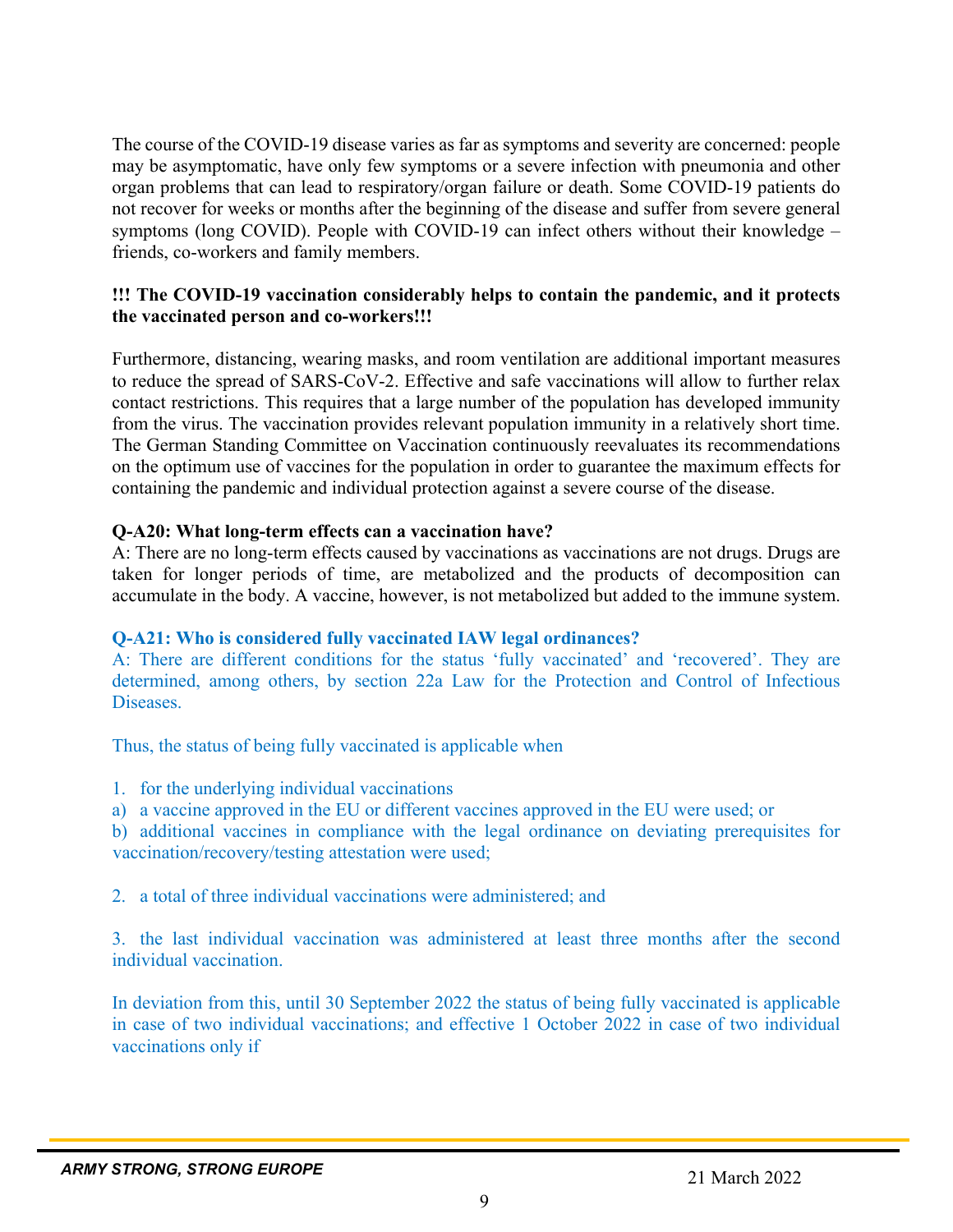The course of the COVID-19 disease varies as far as symptoms and severity are concerned: people may be asymptomatic, have only few symptoms or a severe infection with pneumonia and other organ problems that can lead to respiratory/organ failure or death. Some COVID-19 patients do not recover for weeks or months after the beginning of the disease and suffer from severe general symptoms (long COVID). People with COVID-19 can infect others without their knowledge – friends, co-workers and family members.

**!!! The COVID-19 vaccination considerably helps to contain the pandemic, and it protects the vaccinated person and co-workers!!!**

Furthermore, distancing, wearing masks, and room ventilation are additional important measures to reduce the spread of SARS-CoV-2. Effective and safe vaccinations will allow to further relax contact restrictions. This requires that a large number of the population has developed immunity from the virus. The vaccination provides relevant population immunity in a relatively short time. The German Standing Committee on Vaccination continuously reevaluates its recommendations on the optimum use of vaccines for the population in order to guarantee the maximum effects for containing the pandemic and individual protection against a severe course of the disease.

**Q-A20: What long-term effects can a vaccination have?**

A: There are no long-term effects caused by vaccinations as vaccinations are not drugs. Drugs are taken for longer periods of time, are metabolized and the products of decomposition can accumulate in the body. A vaccine, however, is not metabolized but added to the immune system.

**Q-A21: Who is considered fully vaccinated IAW legal ordinances?**

A: There are different conditions for the status 'fully vaccinated' and 'recovered'. They are determined, among others, by section 22a Law for the Protection and Control of Infectious Diseases.

Thus, the status of being fully vaccinated is applicable when

1. for the underlying individual vaccinations

a) a vaccine approved in the EU or different vaccines approved in the EU were used; or

b) additional vaccines in compliance with the legal ordinance on deviating prerequisites for vaccination/recovery/testing attestation were used;

2. a total of three individual vaccinations were administered; and

3. the last individual vaccination was administered at least three months after the second individual vaccination.

In deviation from this, until 30 September 2022 the status of being fully vaccinated is applicable in case of two individual vaccinations; and effective 1 October 2022 in case of two individual vaccinations only if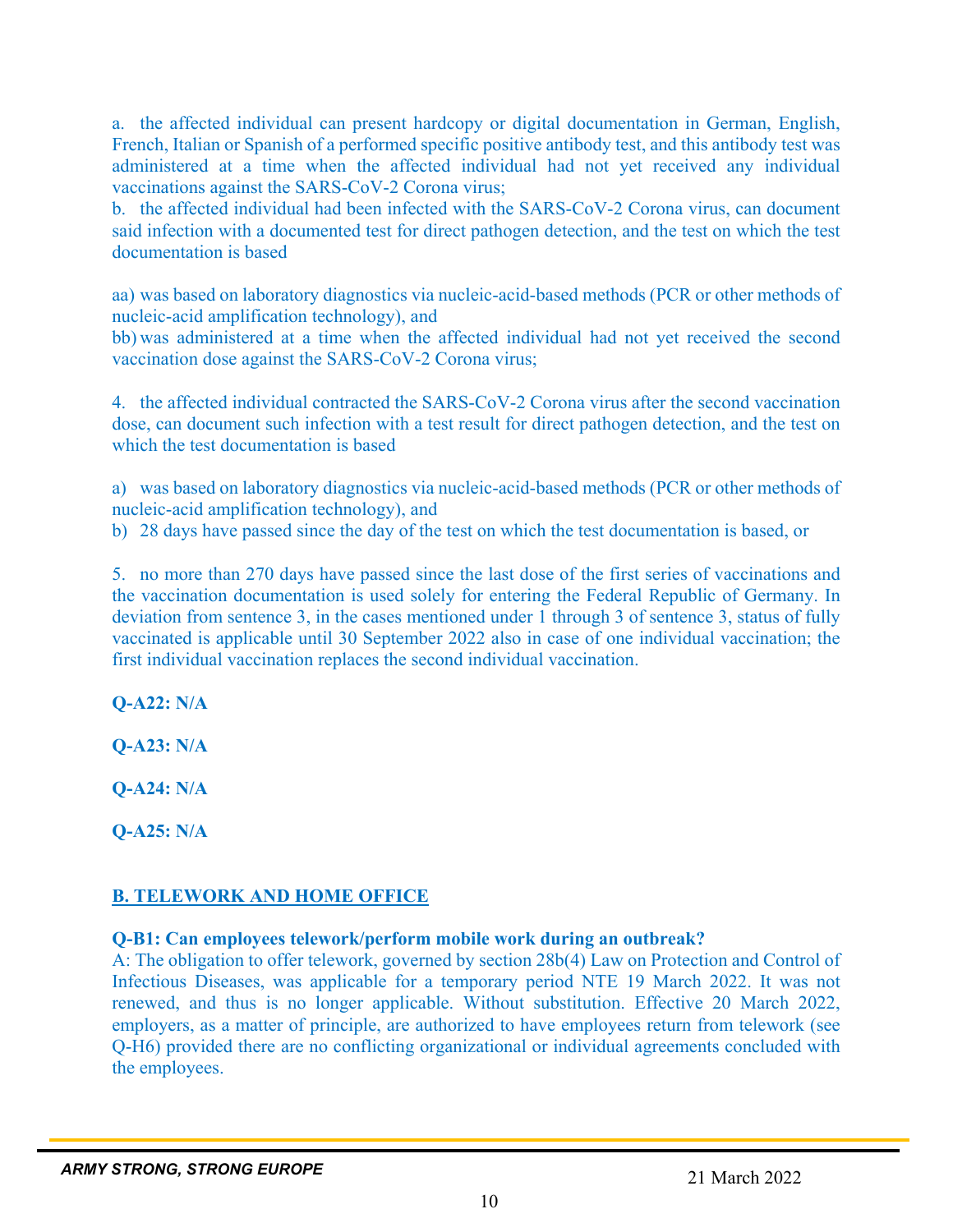a. the affected individual can present hardcopy or digital documentation in German, English, French, Italian or Spanish of a performed specific positive antibody test, and this antibody test was administered at a time when the affected individual had not yet received any individual vaccinations against the SARS-CoV-2 Corona virus;

b. the affected individual had been infected with the SARS-CoV-2 Corona virus, can document said infection with a documented test for direct pathogen detection, and the test on which the test documentation is based

aa) was based on laboratory diagnostics via nucleic-acid-based methods (PCR or other methods of nucleic-acid amplification technology), and

bb) was administered at a time when the affected individual had not yet received the second vaccination dose against the SARS-CoV-2 Corona virus;

4. the affected individual contracted the SARS-CoV-2 Corona virus after the second vaccination dose, can document such infection with a test result for direct pathogen detection, and the test on which the test documentation is based

a) was based on laboratory diagnostics via nucleic-acid-based methods (PCR or other methods of nucleic-acid amplification technology), and

b) 28 days have passed since the day of the test on which the test documentation is based, or

5. no more than 270 days have passed since the last dose of the first series of vaccinations and the vaccination documentation is used solely for entering the Federal Republic of Germany. In deviation from sentence 3, in the cases mentioned under 1 through 3 of sentence 3, status of fully vaccinated is applicable until 30 September 2022 also in case of one individual vaccination; the first individual vaccination replaces the second individual vaccination.

**Q-A22: N/A**

**Q-A23: N/A**

**Q-A24: N/A**

**Q-A25: N/A**

## B. TELEWORK AND HOME OFFICE

**Q-B1: Can employees telework/perform mobile work during an outbreak?**

A: The obligation to offer telework, governed by section 28b(4) Law on Protection and Control of Infectious Diseases, was applicable for a temporary period NTE 19 March 2022. It was not renewed, and thus is no longer applicable. Without substitution. Effective 20 March 2022, employers, as a matter of principle, are authorized to have employees return from telework (see Q-H6) provided there are no conflicting organizational or individual agreements concluded with the employees.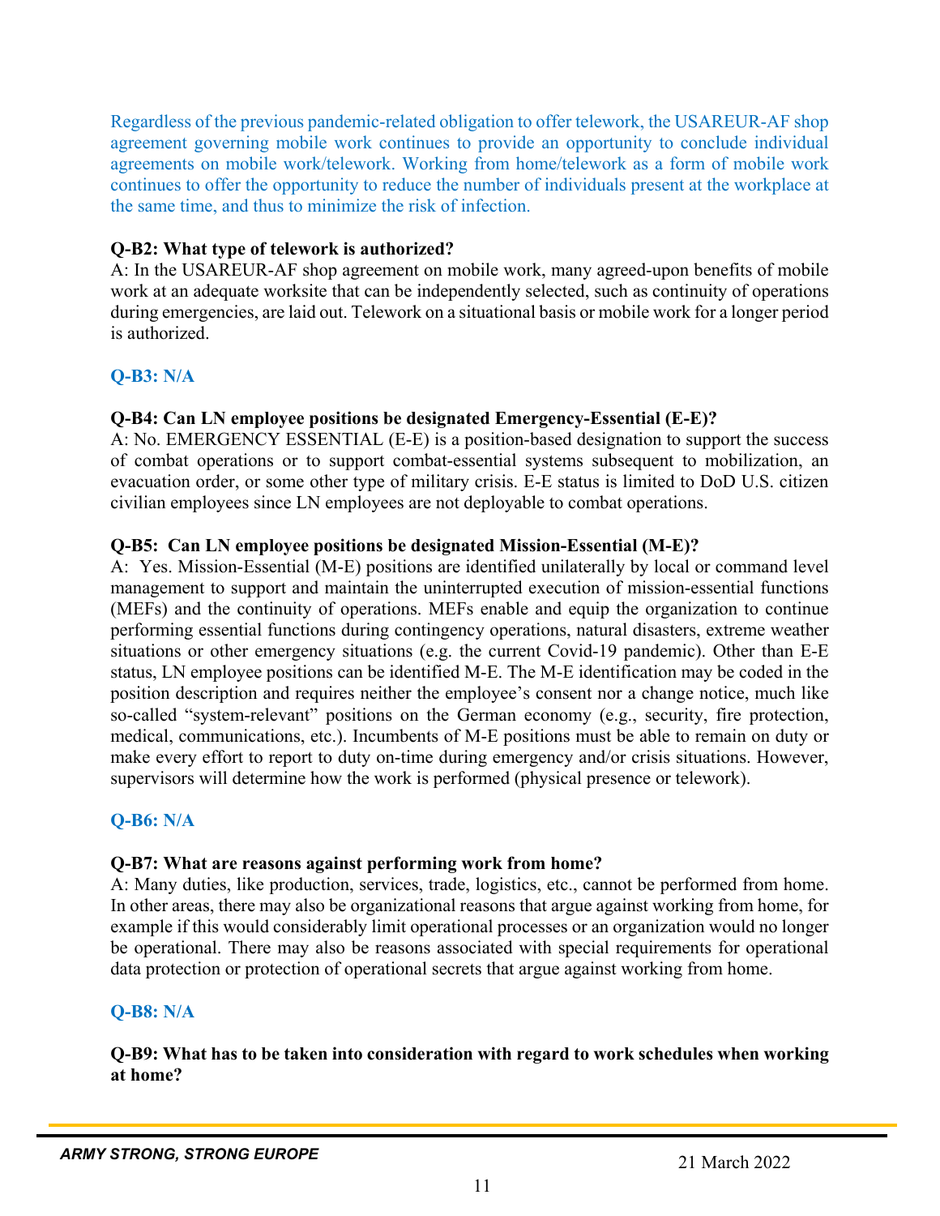Regardless of the previous pandemic-related obligation to offer telework, the USAREUR-AF shop agreement governing mobile work continues to provide an opportunity to conclude individual agreements on mobile work/telework. Working from home/telework as a form of mobile work continues to offer the opportunity to reduce the number of individuals present at the workplace at the same time, and thus to minimize the risk of infection.

**Q-B2: What type of telework is authorized?**
A: In the USAREUR-AF shop agreement on mobile work, many agreed-upon benefits of mobile work at an adequate worksite that can be independently selected, such as continuity of operations during emergencies, are laid out. Telework on a situational basis or mobile work for a longer period is authorized.

**Q-B3: N/A**

**Q-B4: Can LN employee positions be designated Emergency-Essential (E-E)?**
A: No. EMERGENCY ESSENTIAL (E-E) is a position-based designation to support the success of combat operations or to support combat-essential systems subsequent to mobilization, an evacuation order, or some other type of military crisis. E-E status is limited to DoD U.S. citizen civilian employees since LN employees are not deployable to combat operations.

**Q-B5: Can LN employee positions be designated Mission-Essential (M-E)?**
A: Yes. Mission-Essential (M-E) positions are identified unilaterally by local or command level management to support and maintain the uninterrupted execution of mission-essential functions (MEFs) and the continuity of operations. MEFs enable and equip the organization to continue performing essential functions during contingency operations, natural disasters, extreme weather situations or other emergency situations (e.g. the current Covid-19 pandemic). Other than E-E status, LN employee positions can be identified M-E. The M-E identification may be coded in the position description and requires neither the employee's consent nor a change notice, much like so-called "system-relevant" positions on the German economy (e.g., security, fire protection, medical, communications, etc.). Incumbents of M-E positions must be able to remain on duty or make every effort to report to duty on-time during emergency and/or crisis situations. However, supervisors will determine how the work is performed (physical presence or telework).

**Q-B6: N/A**

**Q-B7: What are reasons against performing work from home?**
A: Many duties, like production, services, trade, logistics, etc., cannot be performed from home. In other areas, there may also be organizational reasons that argue against working from home, for example if this would considerably limit operational processes or an organization would no longer be operational. There may also be reasons associated with special requirements for operational data protection or protection of operational secrets that argue against working from home.

**Q-B8: N/A**

**Q-B9: What has to be taken into consideration with regard to work schedules when working at home?**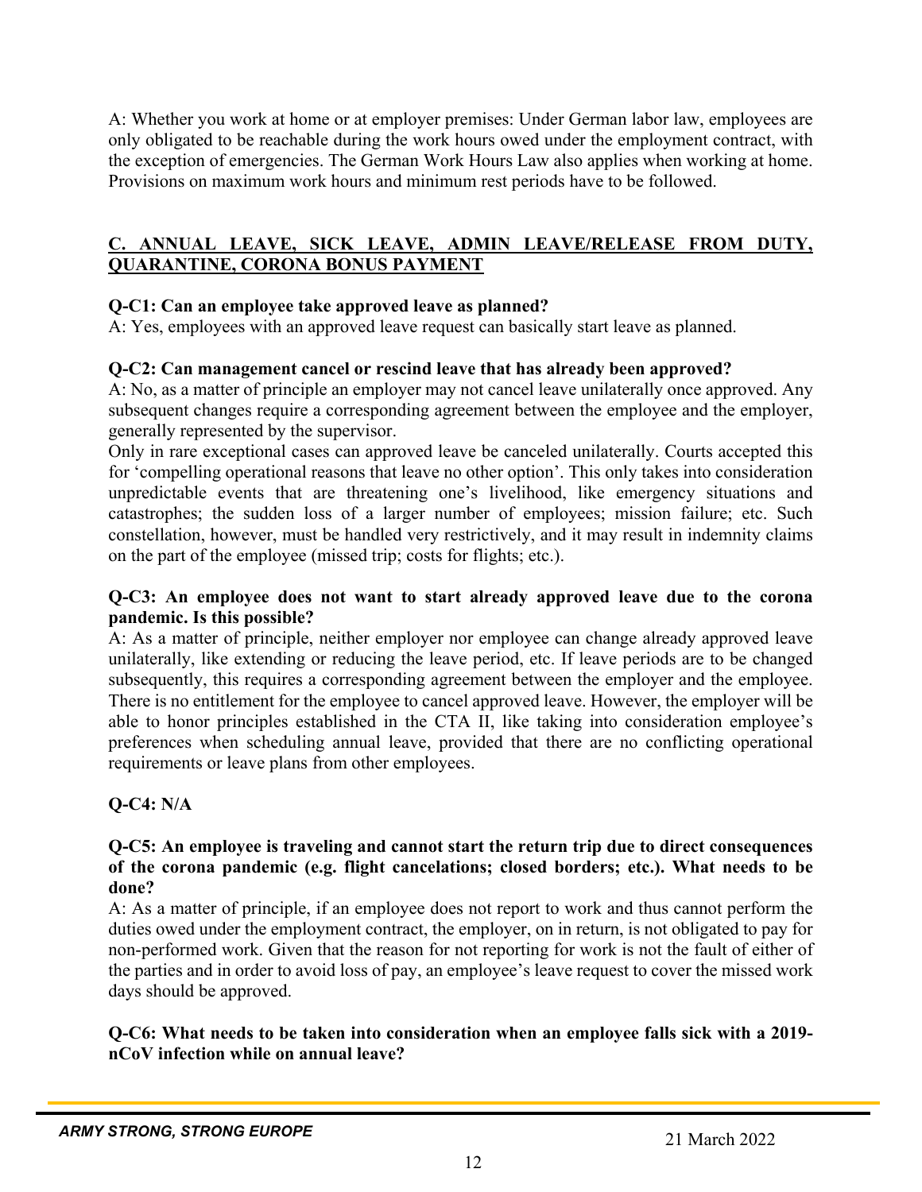A: Whether you work at home or at employer premises: Under German labor law, employees are only obligated to be reachable during the work hours owed under the employment contract, with the exception of emergencies. The German Work Hours Law also applies when working at home. Provisions on maximum work hours and minimum rest periods have to be followed.

## C. ANNUAL LEAVE, SICK LEAVE, ADMIN LEAVE/RELEASE FROM DUTY, QUARANTINE, CORONA BONUS PAYMENT

**Q-C1: Can an employee take approved leave as planned?**
A: Yes, employees with an approved leave request can basically start leave as planned.

**Q-C2: Can management cancel or rescind leave that has already been approved?**
A: No, as a matter of principle an employer may not cancel leave unilaterally once approved. Any subsequent changes require a corresponding agreement between the employee and the employer, generally represented by the supervisor.
Only in rare exceptional cases can approved leave be canceled unilaterally. Courts accepted this for 'compelling operational reasons that leave no other option'. This only takes into consideration unpredictable events that are threatening one's livelihood, like emergency situations and catastrophes; the sudden loss of a larger number of employees; mission failure; etc. Such constellation, however, must be handled very restrictively, and it may result in indemnity claims on the part of the employee (missed trip; costs for flights; etc.).

**Q-C3: An employee does not want to start already approved leave due to the corona pandemic. Is this possible?**
A: As a matter of principle, neither employer nor employee can change already approved leave unilaterally, like extending or reducing the leave period, etc. If leave periods are to be changed subsequently, this requires a corresponding agreement between the employer and the employee. There is no entitlement for the employee to cancel approved leave. However, the employer will be able to honor principles established in the CTA II, like taking into consideration employee's preferences when scheduling annual leave, provided that there are no conflicting operational requirements or leave plans from other employees.

**Q-C4: N/A**

**Q-C5: An employee is traveling and cannot start the return trip due to direct consequences of the corona pandemic (e.g. flight cancelations; closed borders; etc.). What needs to be done?**
A: As a matter of principle, if an employee does not report to work and thus cannot perform the duties owed under the employment contract, the employer, on in return, is not obligated to pay for non-performed work. Given that the reason for not reporting for work is not the fault of either of the parties and in order to avoid loss of pay, an employee's leave request to cover the missed work days should be approved.

**Q-C6: What needs to be taken into consideration when an employee falls sick with a 2019-nCoV infection while on annual leave?**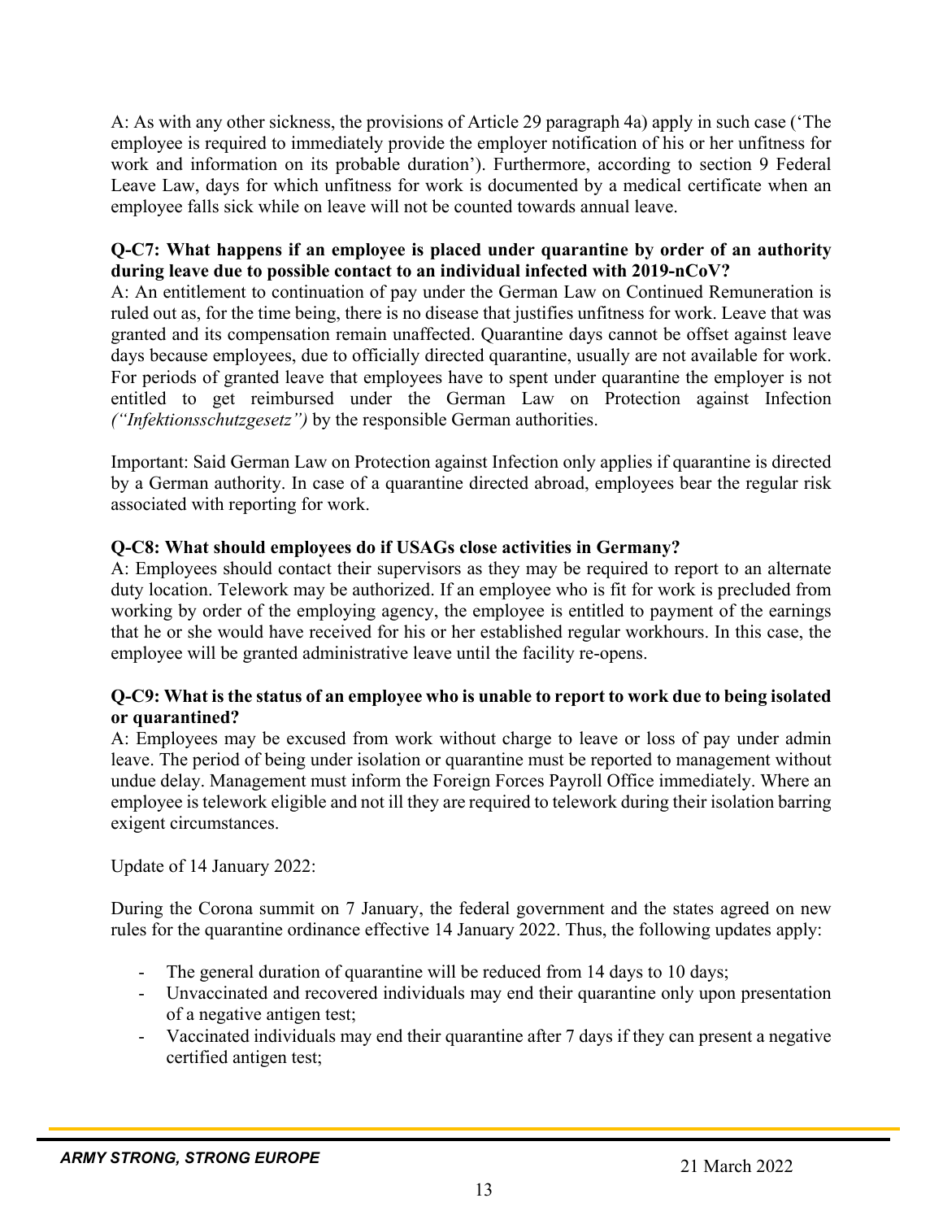A: As with any other sickness, the provisions of Article 29 paragraph 4a) apply in such case ('The employee is required to immediately provide the employer notification of his or her unfitness for work and information on its probable duration'). Furthermore, according to section 9 Federal Leave Law, days for which unfitness for work is documented by a medical certificate when an employee falls sick while on leave will not be counted towards annual leave.

**Q-C7: What happens if an employee is placed under quarantine by order of an authority during leave due to possible contact to an individual infected with 2019-nCoV?**

A: An entitlement to continuation of pay under the German Law on Continued Remuneration is ruled out as, for the time being, there is no disease that justifies unfitness for work. Leave that was granted and its compensation remain unaffected. Quarantine days cannot be offset against leave days because employees, due to officially directed quarantine, usually are not available for work. For periods of granted leave that employees have to spent under quarantine the employer is not entitled to get reimbursed under the German Law on Protection against Infection *("Infektionsschutzgesetz")* by the responsible German authorities.

Important: Said German Law on Protection against Infection only applies if quarantine is directed by a German authority. In case of a quarantine directed abroad, employees bear the regular risk associated with reporting for work.

**Q-C8: What should employees do if USAGs close activities in Germany?**

A: Employees should contact their supervisors as they may be required to report to an alternate duty location. Telework may be authorized. If an employee who is fit for work is precluded from working by order of the employing agency, the employee is entitled to payment of the earnings that he or she would have received for his or her established regular workhours. In this case, the employee will be granted administrative leave until the facility re-opens.

**Q-C9: What is the status of an employee who is unable to report to work due to being isolated or quarantined?**

A: Employees may be excused from work without charge to leave or loss of pay under admin leave. The period of being under isolation or quarantine must be reported to management without undue delay. Management must inform the Foreign Forces Payroll Office immediately. Where an employee is telework eligible and not ill they are required to telework during their isolation barring exigent circumstances.

Update of 14 January 2022:

During the Corona summit on 7 January, the federal government and the states agreed on new rules for the quarantine ordinance effective 14 January 2022. Thus, the following updates apply:

- The general duration of quarantine will be reduced from 14 days to 10 days;
- Unvaccinated and recovered individuals may end their quarantine only upon presentation of a negative antigen test;
- Vaccinated individuals may end their quarantine after 7 days if they can present a negative certified antigen test;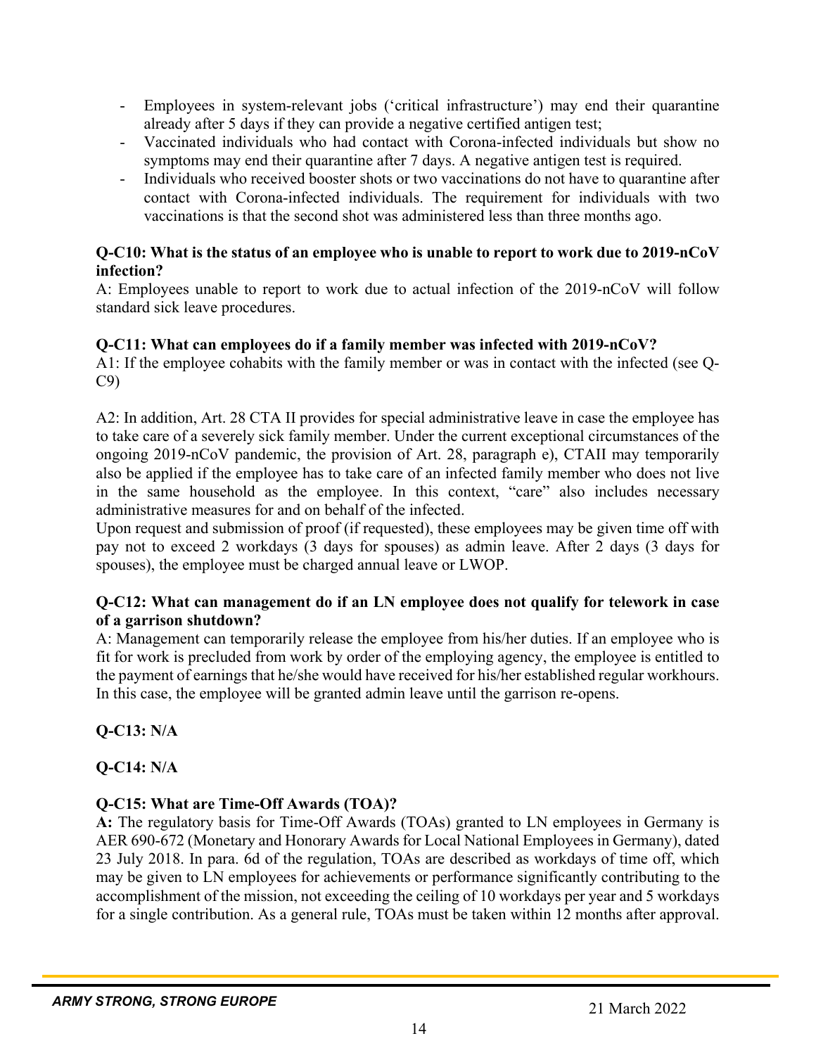- Employees in system-relevant jobs ('critical infrastructure') may end their quarantine already after 5 days if they can provide a negative certified antigen test;
- Vaccinated individuals who had contact with Corona-infected individuals but show no symptoms may end their quarantine after 7 days. A negative antigen test is required.
- Individuals who received booster shots or two vaccinations do not have to quarantine after contact with Corona-infected individuals. The requirement for individuals with two vaccinations is that the second shot was administered less than three months ago.

**Q-C10: What is the status of an employee who is unable to report to work due to 2019-nCoV infection?**

A: Employees unable to report to work due to actual infection of the 2019-nCoV will follow standard sick leave procedures.

**Q-C11: What can employees do if a family member was infected with 2019-nCoV?**

A1: If the employee cohabits with the family member or was in contact with the infected (see Q-C9)

A2: In addition, Art. 28 CTA II provides for special administrative leave in case the employee has to take care of a severely sick family member. Under the current exceptional circumstances of the ongoing 2019-nCoV pandemic, the provision of Art. 28, paragraph e), CTAII may temporarily also be applied if the employee has to take care of an infected family member who does not live in the same household as the employee. In this context, "care" also includes necessary administrative measures for and on behalf of the infected.

Upon request and submission of proof (if requested), these employees may be given time off with pay not to exceed 2 workdays (3 days for spouses) as admin leave. After 2 days (3 days for spouses), the employee must be charged annual leave or LWOP.

**Q-C12: What can management do if an LN employee does not qualify for telework in case of a garrison shutdown?**

A: Management can temporarily release the employee from his/her duties. If an employee who is fit for work is precluded from work by order of the employing agency, the employee is entitled to the payment of earnings that he/she would have received for his/her established regular workhours. In this case, the employee will be granted admin leave until the garrison re-opens.

**Q-C13: N/A**

**Q-C14: N/A**

**Q-C15: What are Time-Off Awards (TOA)?**

**A:** The regulatory basis for Time-Off Awards (TOAs) granted to LN employees in Germany is AER 690-672 (Monetary and Honorary Awards for Local National Employees in Germany), dated 23 July 2018. In para. 6d of the regulation, TOAs are described as workdays of time off, which may be given to LN employees for achievements or performance significantly contributing to the accomplishment of the mission, not exceeding the ceiling of 10 workdays per year and 5 workdays for a single contribution. As a general rule, TOAs must be taken within 12 months after approval.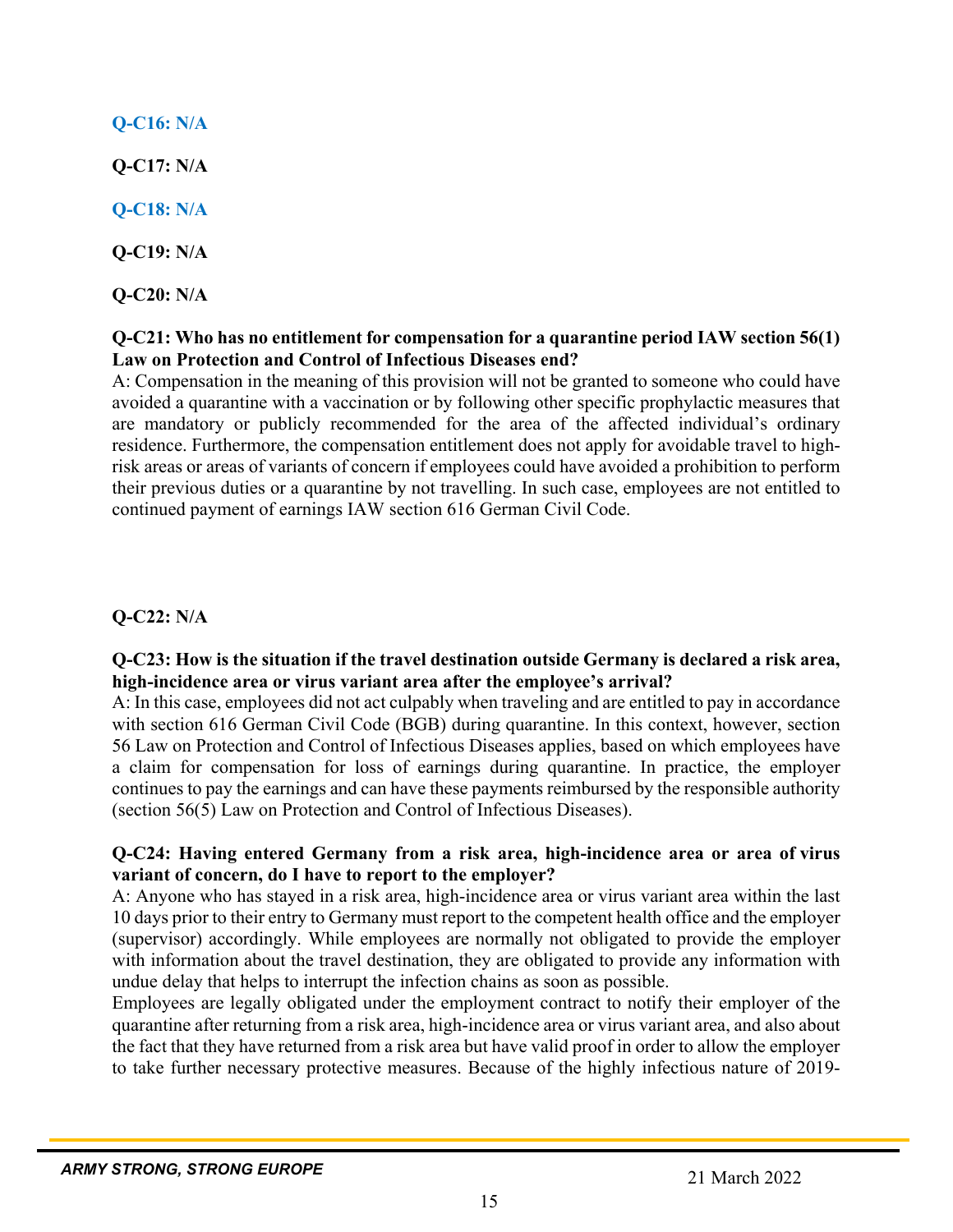**Q-C16: N/A**

**Q-C17: N/A**

**Q-C18: N/A**

**Q-C19: N/A**

**Q-C20: N/A**

**Q-C21: Who has no entitlement for compensation for a quarantine period IAW section 56(1) Law on Protection and Control of Infectious Diseases end?**

A: Compensation in the meaning of this provision will not be granted to someone who could have avoided a quarantine with a vaccination or by following other specific prophylactic measures that are mandatory or publicly recommended for the area of the affected individual's ordinary residence. Furthermore, the compensation entitlement does not apply for avoidable travel to high-risk areas or areas of variants of concern if employees could have avoided a prohibition to perform their previous duties or a quarantine by not travelling. In such case, employees are not entitled to continued payment of earnings IAW section 616 German Civil Code.

**Q-C22: N/A**

**Q-C23: How is the situation if the travel destination outside Germany is declared a risk area, high-incidence area or virus variant area after the employee's arrival?**

A: In this case, employees did not act culpably when traveling and are entitled to pay in accordance with section 616 German Civil Code (BGB) during quarantine. In this context, however, section 56 Law on Protection and Control of Infectious Diseases applies, based on which employees have a claim for compensation for loss of earnings during quarantine. In practice, the employer continues to pay the earnings and can have these payments reimbursed by the responsible authority (section 56(5) Law on Protection and Control of Infectious Diseases).

**Q-C24: Having entered Germany from a risk area, high-incidence area or area of virus variant of concern, do I have to report to the employer?**

A: Anyone who has stayed in a risk area, high-incidence area or virus variant area within the last 10 days prior to their entry to Germany must report to the competent health office and the employer (supervisor) accordingly. While employees are normally not obligated to provide the employer with information about the travel destination, they are obligated to provide any information with undue delay that helps to interrupt the infection chains as soon as possible.

Employees are legally obligated under the employment contract to notify their employer of the quarantine after returning from a risk area, high-incidence area or virus variant area, and also about the fact that they have returned from a risk area but have valid proof in order to allow the employer to take further necessary protective measures. Because of the highly infectious nature of 2019-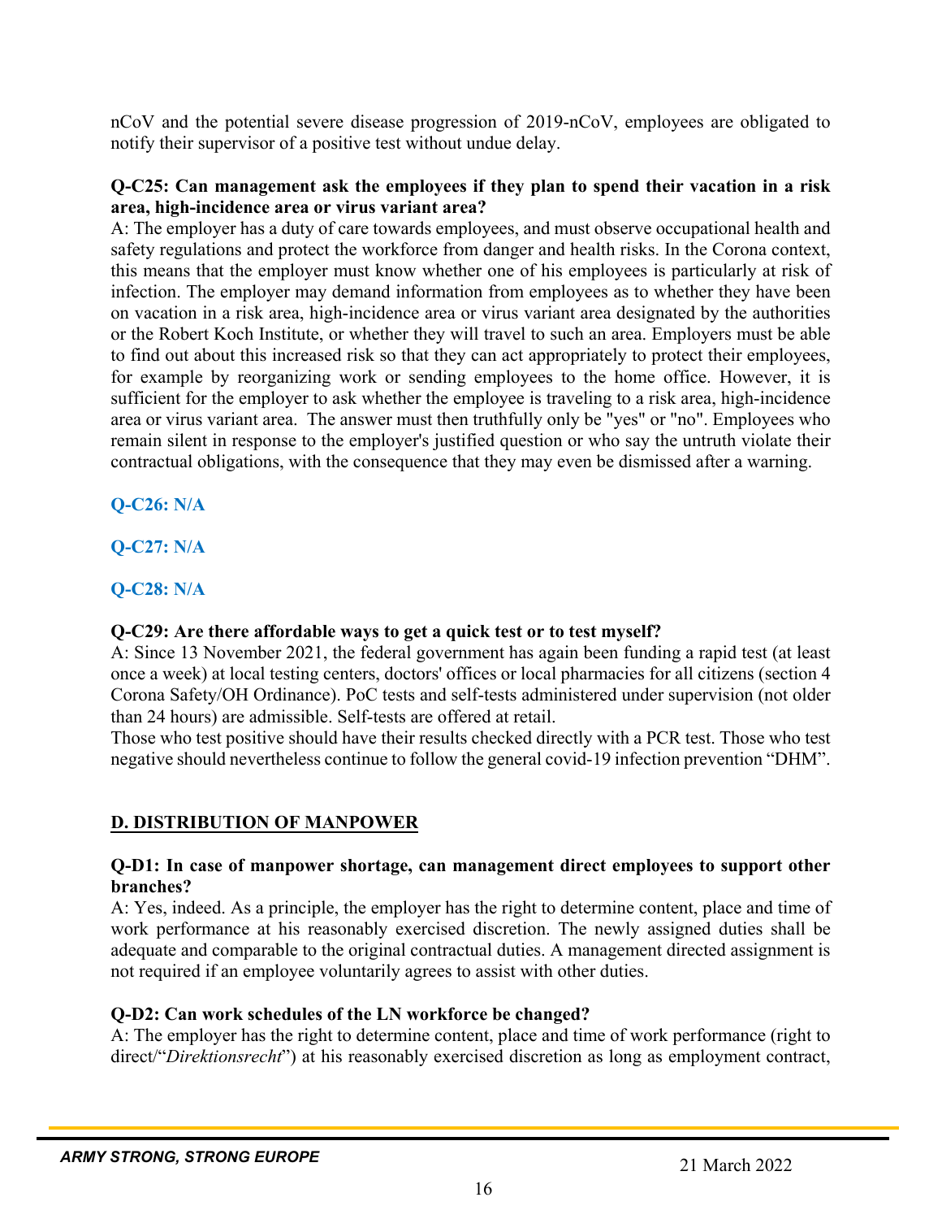nCoV and the potential severe disease progression of 2019-nCoV, employees are obligated to notify their supervisor of a positive test without undue delay.

**Q-C25: Can management ask the employees if they plan to spend their vacation in a risk area, high-incidence area or virus variant area?**

A: The employer has a duty of care towards employees, and must observe occupational health and safety regulations and protect the workforce from danger and health risks. In the Corona context, this means that the employer must know whether one of his employees is particularly at risk of infection. The employer may demand information from employees as to whether they have been on vacation in a risk area, high-incidence area or virus variant area designated by the authorities or the Robert Koch Institute, or whether they will travel to such an area. Employers must be able to find out about this increased risk so that they can act appropriately to protect their employees, for example by reorganizing work or sending employees to the home office. However, it is sufficient for the employer to ask whether the employee is traveling to a risk area, high-incidence area or virus variant area. The answer must then truthfully only be "yes" or "no". Employees who remain silent in response to the employer's justified question or who say the untruth violate their contractual obligations, with the consequence that they may even be dismissed after a warning.

**Q-C26: N/A**

**Q-C27: N/A**

**Q-C28: N/A**

**Q-C29: Are there affordable ways to get a quick test or to test myself?**

A: Since 13 November 2021, the federal government has again been funding a rapid test (at least once a week) at local testing centers, doctors' offices or local pharmacies for all citizens (section 4 Corona Safety/OH Ordinance). PoC tests and self-tests administered under supervision (not older than 24 hours) are admissible. Self-tests are offered at retail.

Those who test positive should have their results checked directly with a PCR test. Those who test negative should nevertheless continue to follow the general covid-19 infection prevention "DHM".

## D. DISTRIBUTION OF MANPOWER

**Q-D1: In case of manpower shortage, can management direct employees to support other branches?**

A: Yes, indeed. As a principle, the employer has the right to determine content, place and time of work performance at his reasonably exercised discretion. The newly assigned duties shall be adequate and comparable to the original contractual duties. A management directed assignment is not required if an employee voluntarily agrees to assist with other duties.

**Q-D2: Can work schedules of the LN workforce be changed?**

A: The employer has the right to determine content, place and time of work performance (right to direct/"*Direktionsrecht*") at his reasonably exercised discretion as long as employment contract,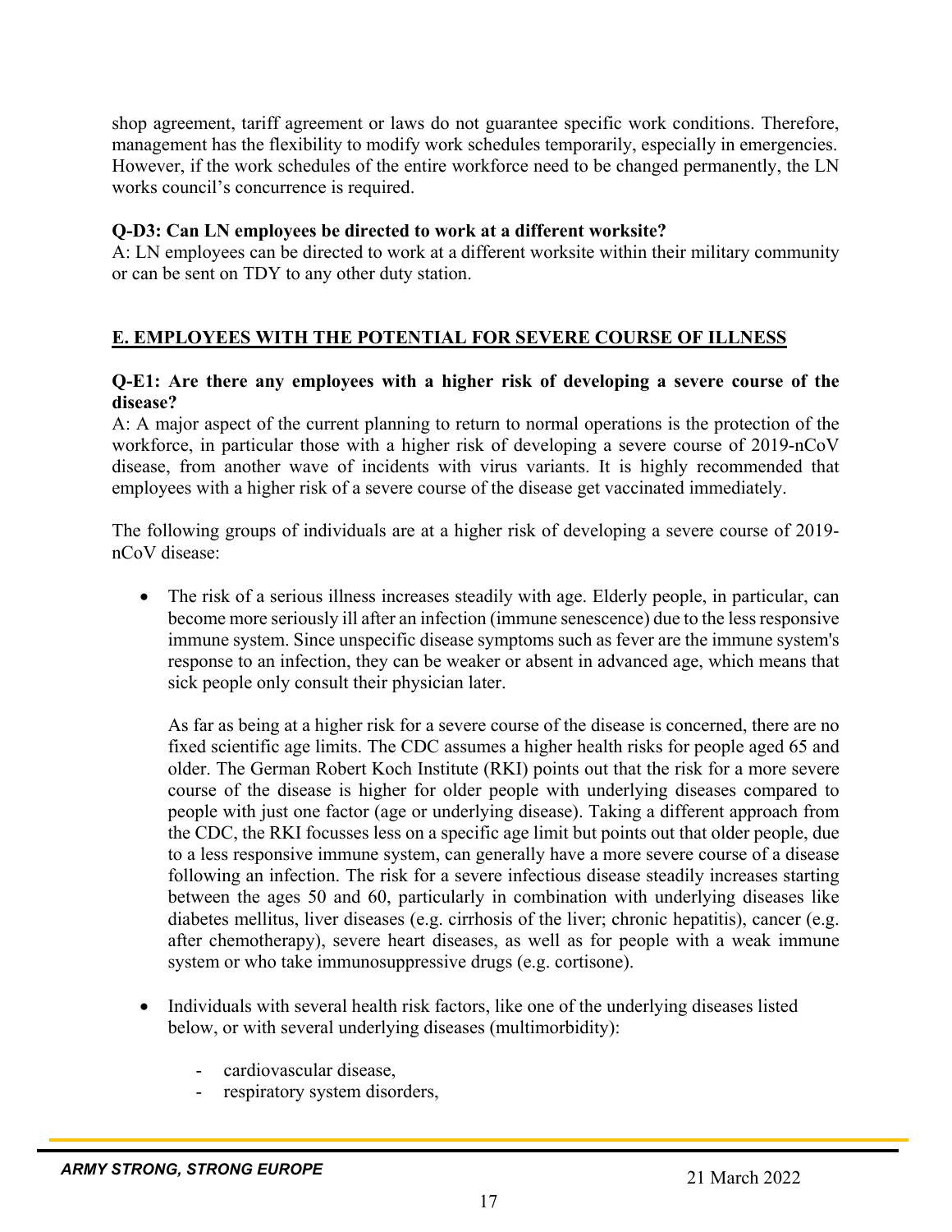shop agreement, tariff agreement or laws do not guarantee specific work conditions. Therefore, management has the flexibility to modify work schedules temporarily, especially in emergencies. However, if the work schedules of the entire workforce need to be changed permanently, the LN works council's concurrence is required.

**Q-D3: Can LN employees be directed to work at a different worksite?**
A: LN employees can be directed to work at a different worksite within their military community or can be sent on TDY to any other duty station.

## E. EMPLOYEES WITH THE POTENTIAL FOR SEVERE COURSE OF ILLNESS

**Q-E1: Are there any employees with a higher risk of developing a severe course of the disease?**
A: A major aspect of the current planning to return to normal operations is the protection of the workforce, in particular those with a higher risk of developing a severe course of 2019-nCoV disease, from another wave of incidents with virus variants. It is highly recommended that employees with a higher risk of a severe course of the disease get vaccinated immediately.

The following groups of individuals are at a higher risk of developing a severe course of 2019-nCoV disease:

- The risk of a serious illness increases steadily with age. Elderly people, in particular, can become more seriously ill after an infection (immune senescence) due to the less responsive immune system. Since unspecific disease symptoms such as fever are the immune system's response to an infection, they can be weaker or absent in advanced age, which means that sick people only consult their physician later.

  As far as being at a higher risk for a severe course of the disease is concerned, there are no fixed scientific age limits. The CDC assumes a higher health risks for people aged 65 and older. The German Robert Koch Institute (RKI) points out that the risk for a more severe course of the disease is higher for older people with underlying diseases compared to people with just one factor (age or underlying disease). Taking a different approach from the CDC, the RKI focusses less on a specific age limit but points out that older people, due to a less responsive immune system, can generally have a more severe course of a disease following an infection. The risk for a severe infectious disease steadily increases starting between the ages 50 and 60, particularly in combination with underlying diseases like diabetes mellitus, liver diseases (e.g. cirrhosis of the liver; chronic hepatitis), cancer (e.g. after chemotherapy), severe heart diseases, as well as for people with a weak immune system or who take immunosuppressive drugs (e.g. cortisone).

- Individuals with several health risk factors, like one of the underlying diseases listed below, or with several underlying diseases (multimorbidity):

  - cardiovascular disease,
  - respiratory system disorders,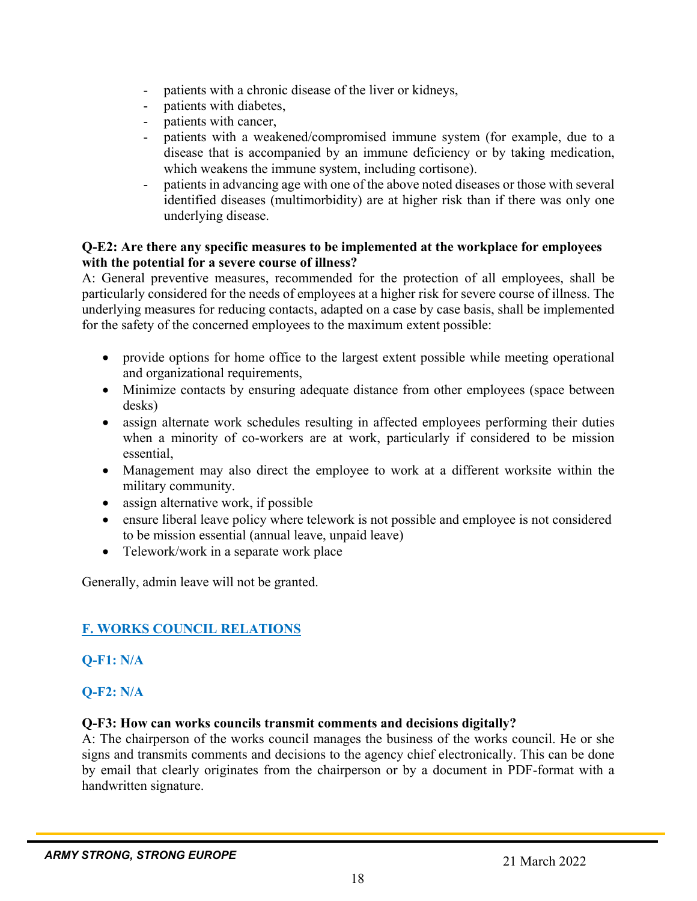- patients with a chronic disease of the liver or kidneys,
- patients with diabetes,
- patients with cancer,
- patients with a weakened/compromised immune system (for example, due to a disease that is accompanied by an immune deficiency or by taking medication, which weakens the immune system, including cortisone).
- patients in advancing age with one of the above noted diseases or those with several identified diseases (multimorbidity) are at higher risk than if there was only one underlying disease.

**Q-E2: Are there any specific measures to be implemented at the workplace for employees with the potential for a severe course of illness?**

A: General preventive measures, recommended for the protection of all employees, shall be particularly considered for the needs of employees at a higher risk for severe course of illness. The underlying measures for reducing contacts, adapted on a case by case basis, shall be implemented for the safety of the concerned employees to the maximum extent possible:

- provide options for home office to the largest extent possible while meeting operational and organizational requirements,
- Minimize contacts by ensuring adequate distance from other employees (space between desks)
- assign alternate work schedules resulting in affected employees performing their duties when a minority of co-workers are at work, particularly if considered to be mission essential,
- Management may also direct the employee to work at a different worksite within the military community.
- assign alternative work, if possible
- ensure liberal leave policy where telework is not possible and employee is not considered to be mission essential (annual leave, unpaid leave)
- Telework/work in a separate work place

Generally, admin leave will not be granted.

## F. WORKS COUNCIL RELATIONS

### Q-F1: N/A

### Q-F2: N/A

**Q-F3: How can works councils transmit comments and decisions digitally?**

A: The chairperson of the works council manages the business of the works council. He or she signs and transmits comments and decisions to the agency chief electronically. This can be done by email that clearly originates from the chairperson or by a document in PDF-format with a handwritten signature.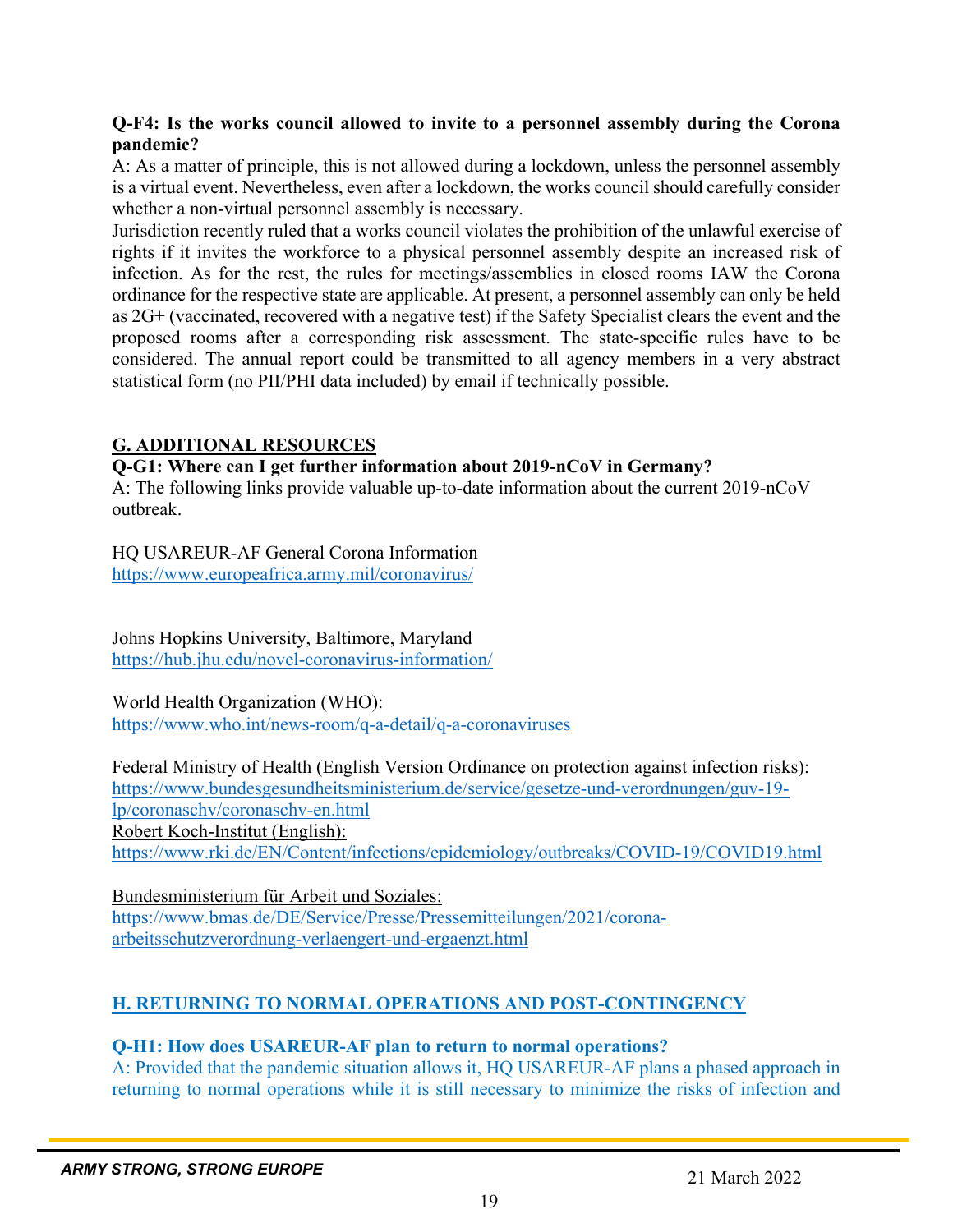**Q-F4: Is the works council allowed to invite to a personnel assembly during the Corona pandemic?**

A: As a matter of principle, this is not allowed during a lockdown, unless the personnel assembly is a virtual event. Nevertheless, even after a lockdown, the works council should carefully consider whether a non-virtual personnel assembly is necessary.

Jurisdiction recently ruled that a works council violates the prohibition of the unlawful exercise of rights if it invites the workforce to a physical personnel assembly despite an increased risk of infection. As for the rest, the rules for meetings/assemblies in closed rooms IAW the Corona ordinance for the respective state are applicable. At present, a personnel assembly can only be held as 2G+ (vaccinated, recovered with a negative test) if the Safety Specialist clears the event and the proposed rooms after a corresponding risk assessment. The state-specific rules have to be considered. The annual report could be transmitted to all agency members in a very abstract statistical form (no PII/PHI data included) by email if technically possible.

## G. ADDITIONAL RESOURCES

**Q-G1: Where can I get further information about 2019-nCoV in Germany?**

A: The following links provide valuable up-to-date information about the current 2019-nCoV outbreak.

HQ USAREUR-AF General Corona Information
https://www.europeafrica.army.mil/coronavirus/

Johns Hopkins University, Baltimore, Maryland
https://hub.jhu.edu/novel-coronavirus-information/

World Health Organization (WHO):
https://www.who.int/news-room/q-a-detail/q-a-coronaviruses

Federal Ministry of Health (English Version Ordinance on protection against infection risks):
https://www.bundesgesundheitsministerium.de/service/gesetze-und-verordnungen/guv-19-lp/coronaschv/coronaschv-en.html

Robert Koch-Institut (English):
https://www.rki.de/EN/Content/infections/epidemiology/outbreaks/COVID-19/COVID19.html

Bundesministerium für Arbeit und Soziales:
https://www.bmas.de/DE/Service/Presse/Pressemitteilungen/2021/corona-arbeitsschutzverordnung-verlaengert-und-ergaenzt.html

## H. RETURNING TO NORMAL OPERATIONS AND POST-CONTINGENCY

**Q-H1: How does USAREUR-AF plan to return to normal operations?**

A: Provided that the pandemic situation allows it, HQ USAREUR-AF plans a phased approach in returning to normal operations while it is still necessary to minimize the risks of infection and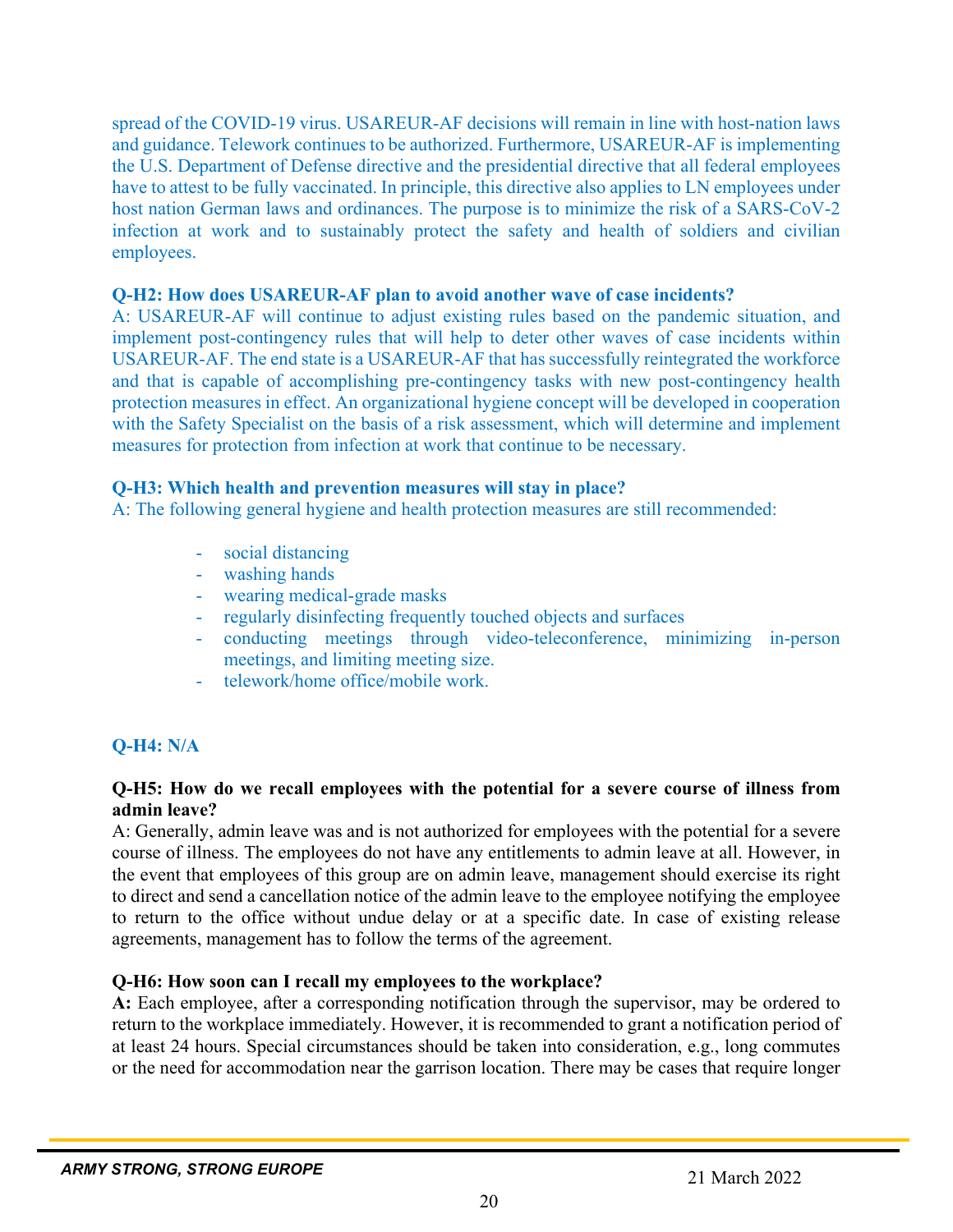spread of the COVID-19 virus. USAREUR-AF decisions will remain in line with host-nation laws and guidance. Telework continues to be authorized. Furthermore, USAREUR-AF is implementing the U.S. Department of Defense directive and the presidential directive that all federal employees have to attest to be fully vaccinated. In principle, this directive also applies to LN employees under host nation German laws and ordinances. The purpose is to minimize the risk of a SARS-CoV-2 infection at work and to sustainably protect the safety and health of soldiers and civilian employees.

**Q-H2: How does USAREUR-AF plan to avoid another wave of case incidents?**
A: USAREUR-AF will continue to adjust existing rules based on the pandemic situation, and implement post-contingency rules that will help to deter other waves of case incidents within USAREUR-AF. The end state is a USAREUR-AF that has successfully reintegrated the workforce and that is capable of accomplishing pre-contingency tasks with new post-contingency health protection measures in effect. An organizational hygiene concept will be developed in cooperation with the Safety Specialist on the basis of a risk assessment, which will determine and implement measures for protection from infection at work that continue to be necessary.

**Q-H3: Which health and prevention measures will stay in place?**
A: The following general hygiene and health protection measures are still recommended:

- social distancing
- washing hands
- wearing medical-grade masks
- regularly disinfecting frequently touched objects and surfaces
- conducting meetings through video-teleconference, minimizing in-person meetings, and limiting meeting size.
- telework/home office/mobile work.

**Q-H4: N/A**

**Q-H5: How do we recall employees with the potential for a severe course of illness from admin leave?**
A: Generally, admin leave was and is not authorized for employees with the potential for a severe course of illness. The employees do not have any entitlements to admin leave at all. However, in the event that employees of this group are on admin leave, management should exercise its right to direct and send a cancellation notice of the admin leave to the employee notifying the employee to return to the office without undue delay or at a specific date. In case of existing release agreements, management has to follow the terms of the agreement.

**Q-H6: How soon can I recall my employees to the workplace?**
**A:** Each employee, after a corresponding notification through the supervisor, may be ordered to return to the workplace immediately. However, it is recommended to grant a notification period of at least 24 hours. Special circumstances should be taken into consideration, e.g., long commutes or the need for accommodation near the garrison location. There may be cases that require longer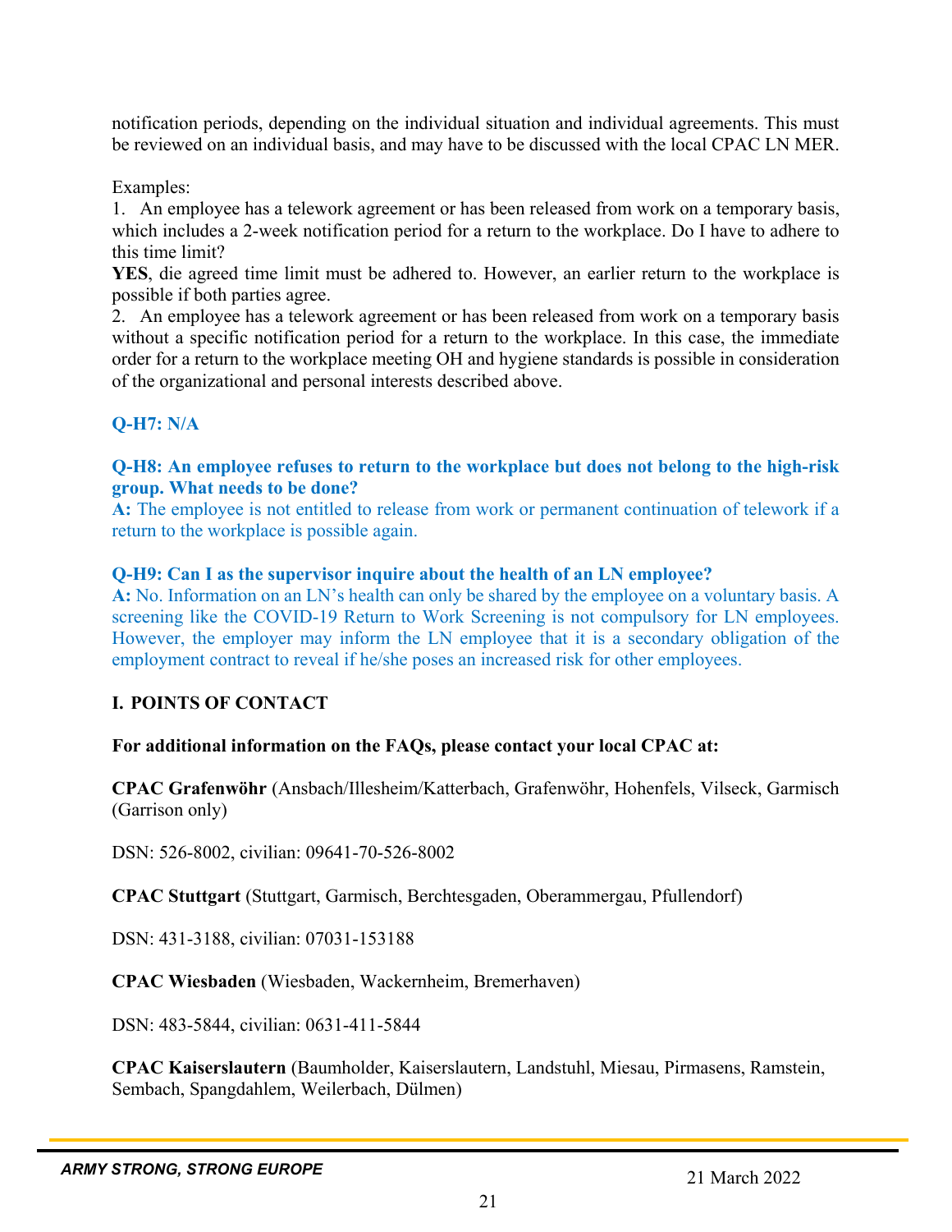notification periods, depending on the individual situation and individual agreements. This must be reviewed on an individual basis, and may have to be discussed with the local CPAC LN MER.

Examples:

1. An employee has a telework agreement or has been released from work on a temporary basis, which includes a 2-week notification period for a return to the workplace. Do I have to adhere to this time limit?

**YES**, die agreed time limit must be adhered to. However, an earlier return to the workplace is possible if both parties agree.

2. An employee has a telework agreement or has been released from work on a temporary basis without a specific notification period for a return to the workplace. In this case, the immediate order for a return to the workplace meeting OH and hygiene standards is possible in consideration of the organizational and personal interests described above.

**Q-H7: N/A**

**Q-H8: An employee refuses to return to the workplace but does not belong to the high-risk group. What needs to be done?**

**A:** The employee is not entitled to release from work or permanent continuation of telework if a return to the workplace is possible again.

**Q-H9: Can I as the supervisor inquire about the health of an LN employee?**

**A:** No. Information on an LN's health can only be shared by the employee on a voluntary basis. A screening like the COVID-19 Return to Work Screening is not compulsory for LN employees. However, the employer may inform the LN employee that it is a secondary obligation of the employment contract to reveal if he/she poses an increased risk for other employees.

## I. POINTS OF CONTACT

**For additional information on the FAQs, please contact your local CPAC at:**

**CPAC Grafenwöhr** (Ansbach/Illesheim/Katterbach, Grafenwöhr, Hohenfels, Vilseck, Garmisch (Garrison only)

DSN: 526-8002, civilian: 09641-70-526-8002

**CPAC Stuttgart** (Stuttgart, Garmisch, Berchtesgaden, Oberammergau, Pfullendorf)

DSN: 431-3188, civilian: 07031-153188

**CPAC Wiesbaden** (Wiesbaden, Wackernheim, Bremerhaven)

DSN: 483-5844, civilian: 0631-411-5844

**CPAC Kaiserslautern** (Baumholder, Kaiserslautern, Landstuhl, Miesau, Pirmasens, Ramstein, Sembach, Spangdahlem, Weilerbach, Dülmen)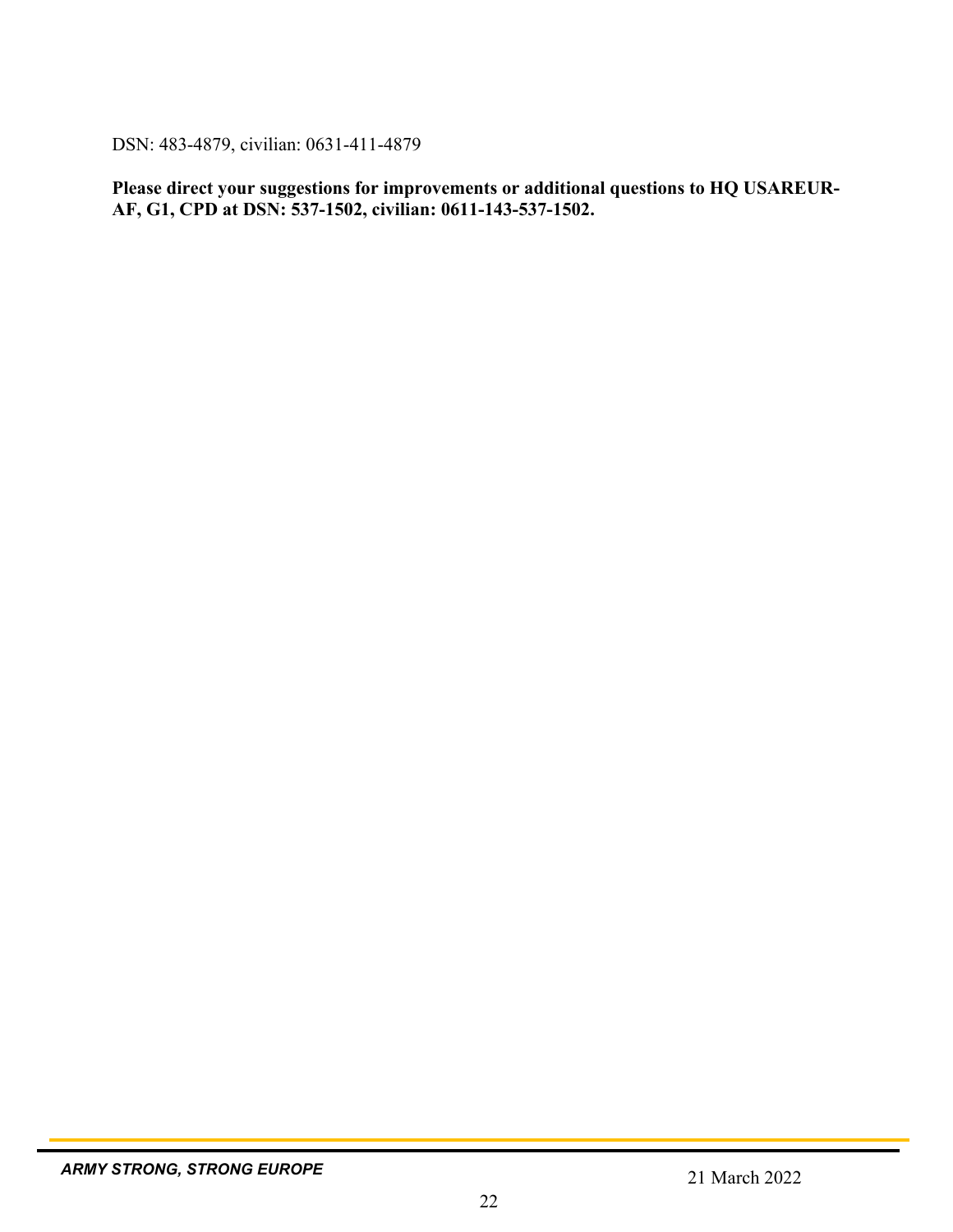DSN: 483-4879, civilian: 0631-411-4879

**Please direct your suggestions for improvements or additional questions to HQ USAREUR-AF, G1, CPD at DSN: 537-1502, civilian: 0611-143-537-1502.**